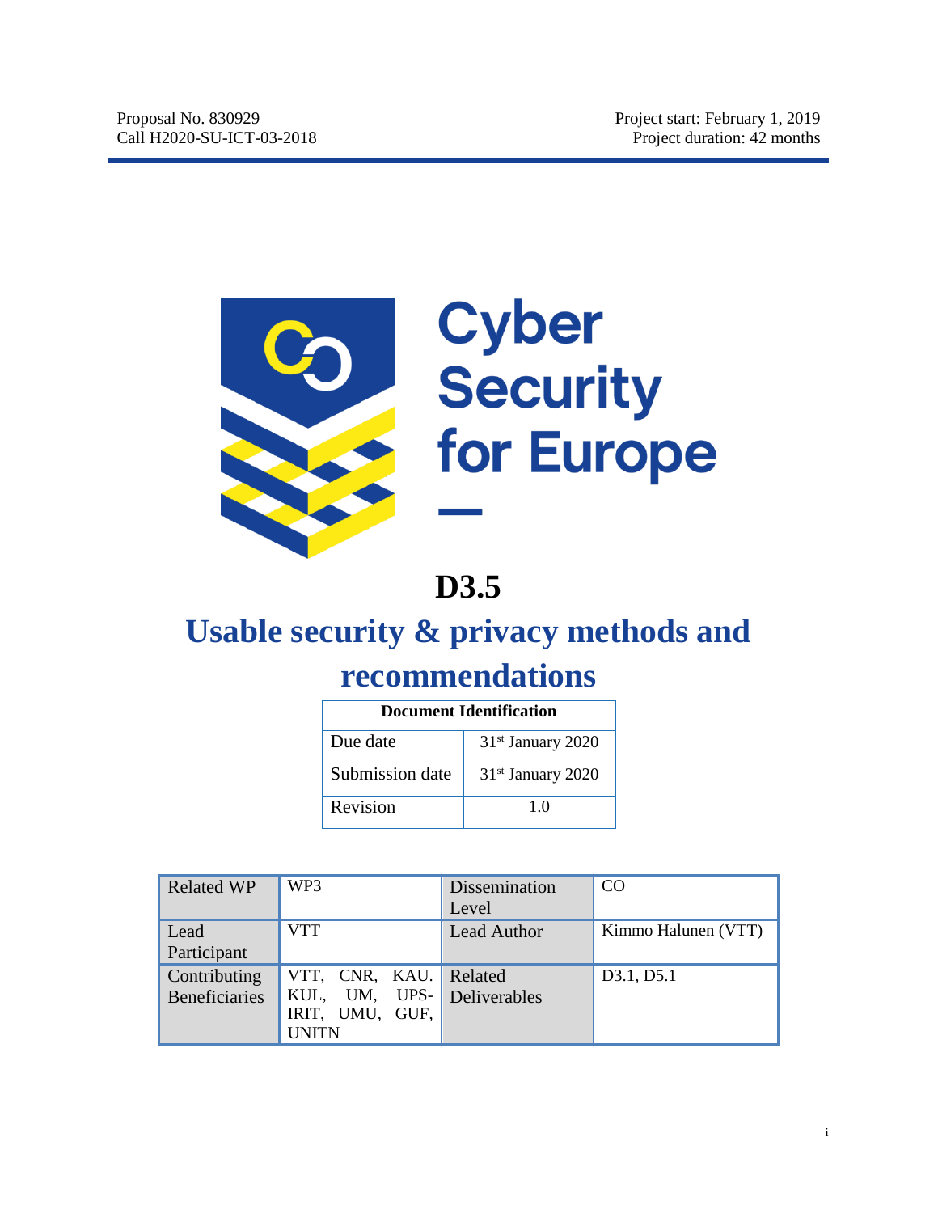Proposal No. 830929
Call H2020-SU-ICT-03-2018

Project start: February 1, 2019
Project duration: 42 months

Cyber Security for Europe

# D3.5

# Usable security & privacy methods and recommendations

| Document Identification | |
|---|---|
| Due date | 31st January 2020 |
| Submission date | 31st January 2020 |
| Revision | 1.0 |

| Related WP | WP3 | Dissemination Level | CO |
|---|---|---|---|
| Lead Participant | VTT | Lead Author | Kimmo Halunen (VTT) |
| Contributing Beneficiaries | VTT, CNR, KAU. KUL, UM, UPS-IRIT, UMU, GUF, UNITN | Related Deliverables | D3.1, D5.1 |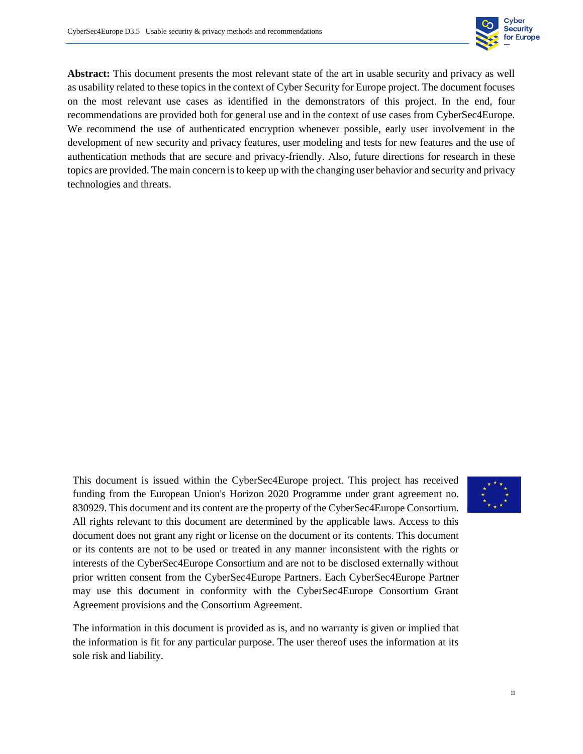**Abstract:** This document presents the most relevant state of the art in usable security and privacy as well as usability related to these topics in the context of Cyber Security for Europe project. The document focuses on the most relevant use cases as identified in the demonstrators of this project. In the end, four recommendations are provided both for general use and in the context of use cases from CyberSec4Europe. We recommend the use of authenticated encryption whenever possible, early user involvement in the development of new security and privacy features, user modeling and tests for new features and the use of authentication methods that are secure and privacy-friendly. Also, future directions for research in these topics are provided. The main concern is to keep up with the changing user behavior and security and privacy technologies and threats.

This document is issued within the CyberSec4Europe project. This project has received funding from the European Union's Horizon 2020 Programme under grant agreement no. 830929. This document and its content are the property of the CyberSec4Europe Consortium. All rights relevant to this document are determined by the applicable laws. Access to this document does not grant any right or license on the document or its contents. This document or its contents are not to be used or treated in any manner inconsistent with the rights or interests of the CyberSec4Europe Consortium and are not to be disclosed externally without prior written consent from the CyberSec4Europe Partners. Each CyberSec4Europe Partner may use this document in conformity with the CyberSec4Europe Consortium Grant Agreement provisions and the Consortium Agreement.

The information in this document is provided as is, and no warranty is given or implied that the information is fit for any particular purpose. The user thereof uses the information at its sole risk and liability.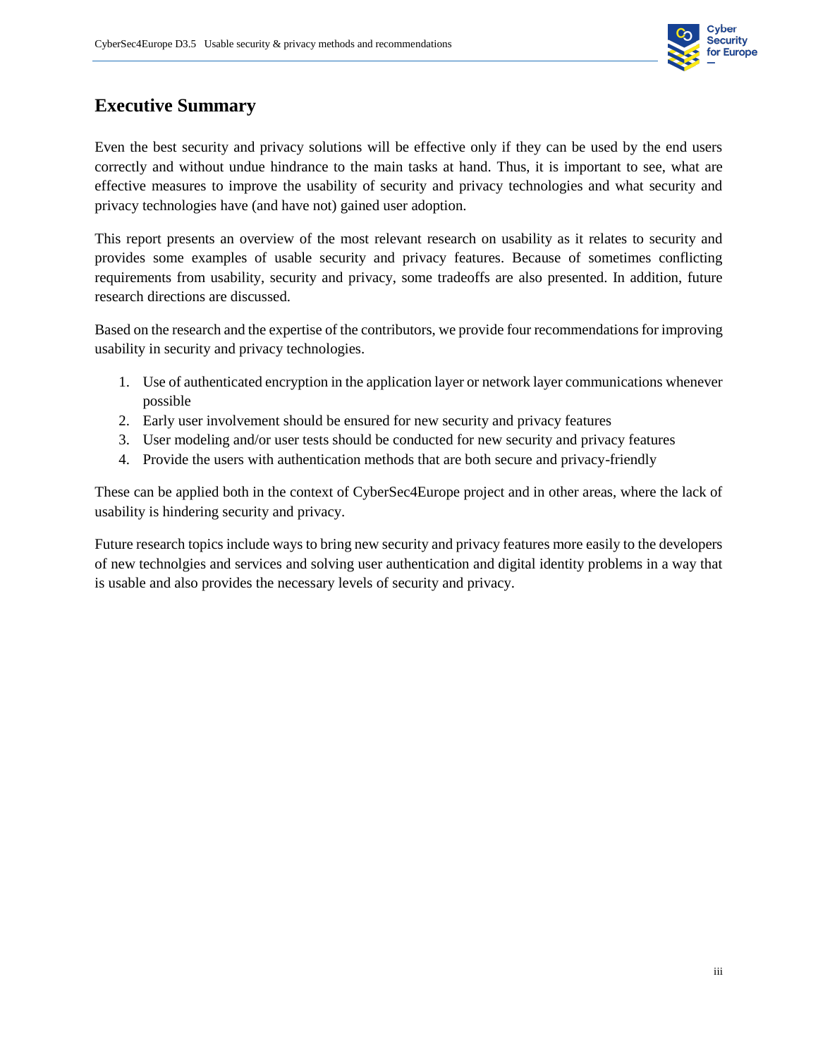# Executive Summary

Even the best security and privacy solutions will be effective only if they can be used by the end users correctly and without undue hindrance to the main tasks at hand. Thus, it is important to see, what are effective measures to improve the usability of security and privacy technologies and what security and privacy technologies have (and have not) gained user adoption.

This report presents an overview of the most relevant research on usability as it relates to security and provides some examples of usable security and privacy features. Because of sometimes conflicting requirements from usability, security and privacy, some tradeoffs are also presented. In addition, future research directions are discussed.

Based on the research and the expertise of the contributors, we provide four recommendations for improving usability in security and privacy technologies.

1. Use of authenticated encryption in the application layer or network layer communications whenever possible
2. Early user involvement should be ensured for new security and privacy features
3. User modeling and/or user tests should be conducted for new security and privacy features
4. Provide the users with authentication methods that are both secure and privacy-friendly

These can be applied both in the context of CyberSec4Europe project and in other areas, where the lack of usability is hindering security and privacy.

Future research topics include ways to bring new security and privacy features more easily to the developers of new technolgies and services and solving user authentication and digital identity problems in a way that is usable and also provides the necessary levels of security and privacy.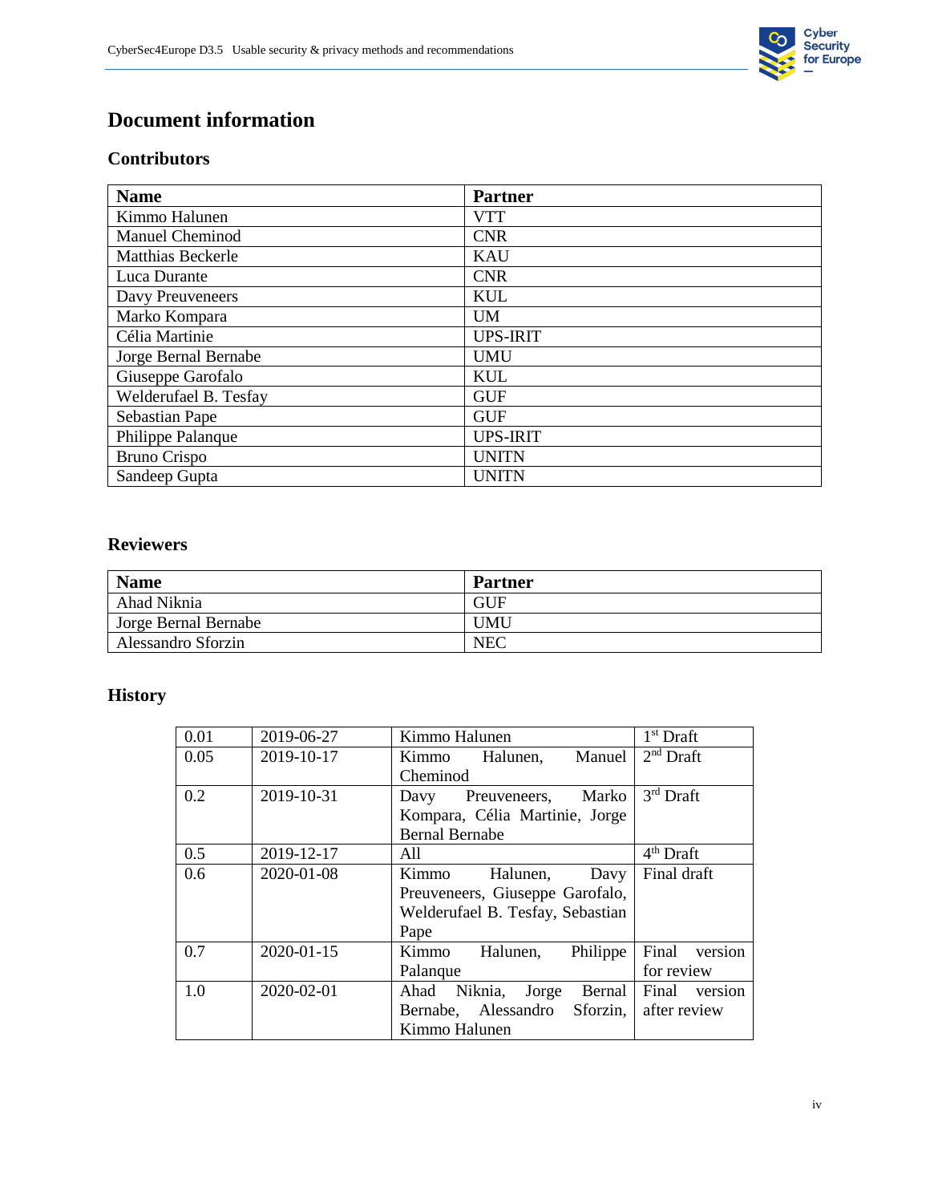# Document information

## Contributors

| Name | Partner |
|---|---|
| Kimmo Halunen | VTT |
| Manuel Cheminod | CNR |
| Matthias Beckerle | KAU |
| Luca Durante | CNR |
| Davy Preuveneers | KUL |
| Marko Kompara | UM |
| Célia Martinie | UPS-IRIT |
| Jorge Bernal Bernabe | UMU |
| Giuseppe Garofalo | KUL |
| Welderufael B. Tesfay | GUF |
| Sebastian Pape | GUF |
| Philippe Palanque | UPS-IRIT |
| Bruno Crispo | UNITN |
| Sandeep Gupta | UNITN |

## Reviewers

| Name | Partner |
|---|---|
| Ahad Niknia | GUF |
| Jorge Bernal Bernabe | UMU |
| Alessandro Sforzin | NEC |

## History

| | | | |
|---|---|---|---|
| 0.01 | 2019-06-27 | Kimmo Halunen | 1st Draft |
| 0.05 | 2019-10-17 | Kimmo Halunen, Manuel Cheminod | 2nd Draft |
| 0.2 | 2019-10-31 | Davy Preuveneers, Marko Kompara, Célia Martinie, Jorge Bernal Bernabe | 3rd Draft |
| 0.5 | 2019-12-17 | All | 4th Draft |
| 0.6 | 2020-01-08 | Kimmo Halunen, Davy Preuveneers, Giuseppe Garofalo, Welderufael B. Tesfay, Sebastian Pape | Final draft |
| 0.7 | 2020-01-15 | Kimmo Halunen, Philippe Palanque | Final version for review |
| 1.0 | 2020-02-01 | Ahad Niknia, Jorge Bernal Bernabe, Alessandro Sforzin, Kimmo Halunen | Final version after review |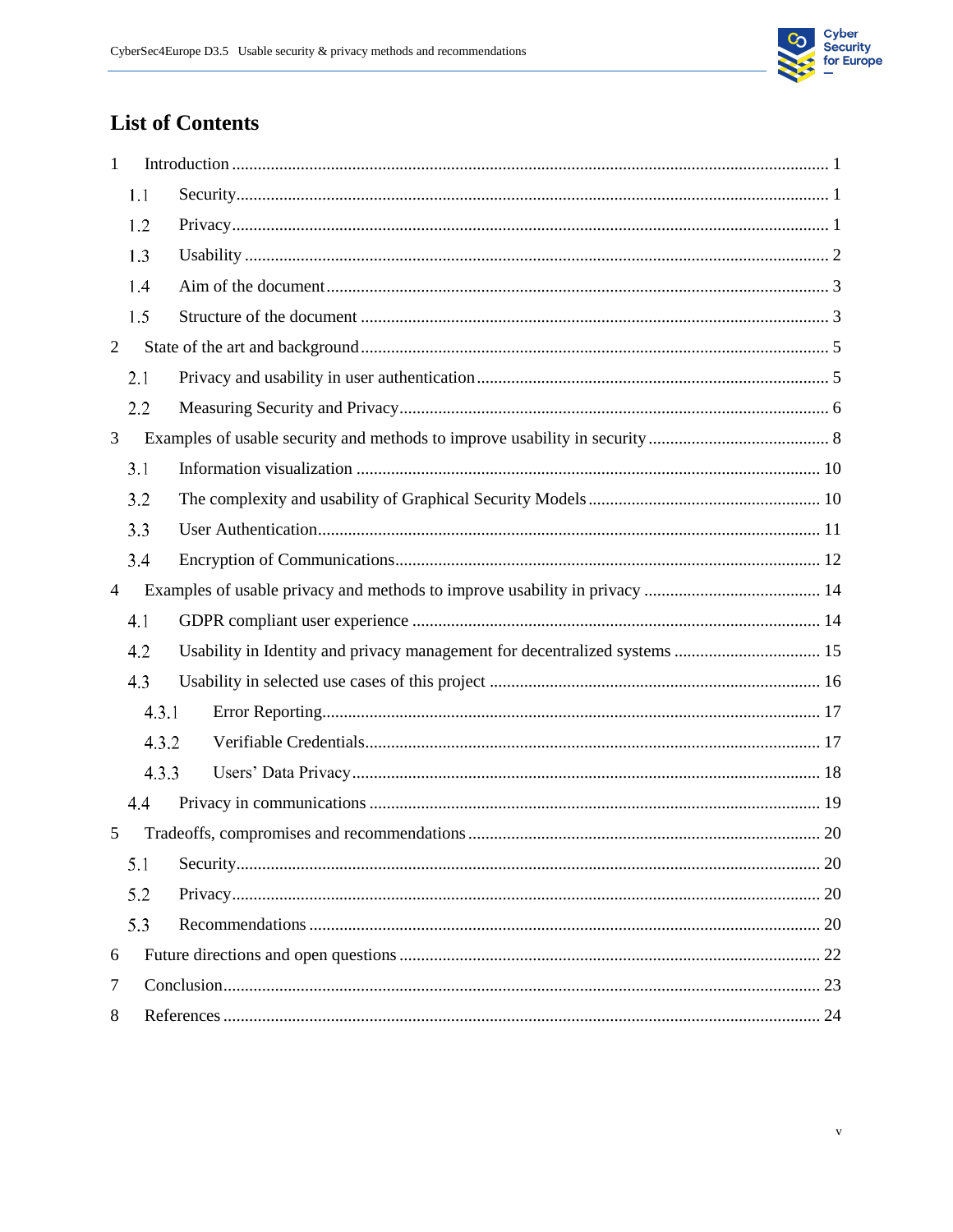# List of Contents

1 Introduction ........ 1
  1.1 Security ........ 1
  1.2 Privacy ........ 1
  1.3 Usability ........ 2
  1.4 Aim of the document ........ 3
  1.5 Structure of the document ........ 3
2 State of the art and background ........ 5
  2.1 Privacy and usability in user authentication ........ 5
  2.2 Measuring Security and Privacy ........ 6
3 Examples of usable security and methods to improve usability in security ........ 8
  3.1 Information visualization ........ 10
  3.2 The complexity and usability of Graphical Security Models ........ 10
  3.3 User Authentication ........ 11
  3.4 Encryption of Communications ........ 12
4 Examples of usable privacy and methods to improve usability in privacy ........ 14
  4.1 GDPR compliant user experience ........ 14
  4.2 Usability in Identity and privacy management for decentralized systems ........ 15
  4.3 Usability in selected use cases of this project ........ 16
    4.3.1 Error Reporting ........ 17
    4.3.2 Verifiable Credentials ........ 17
    4.3.3 Users' Data Privacy ........ 18
  4.4 Privacy in communications ........ 19
5 Tradeoffs, compromises and recommendations ........ 20
  5.1 Security ........ 20
  5.2 Privacy ........ 20
  5.3 Recommendations ........ 20
6 Future directions and open questions ........ 22
7 Conclusion ........ 23
8 References ........ 24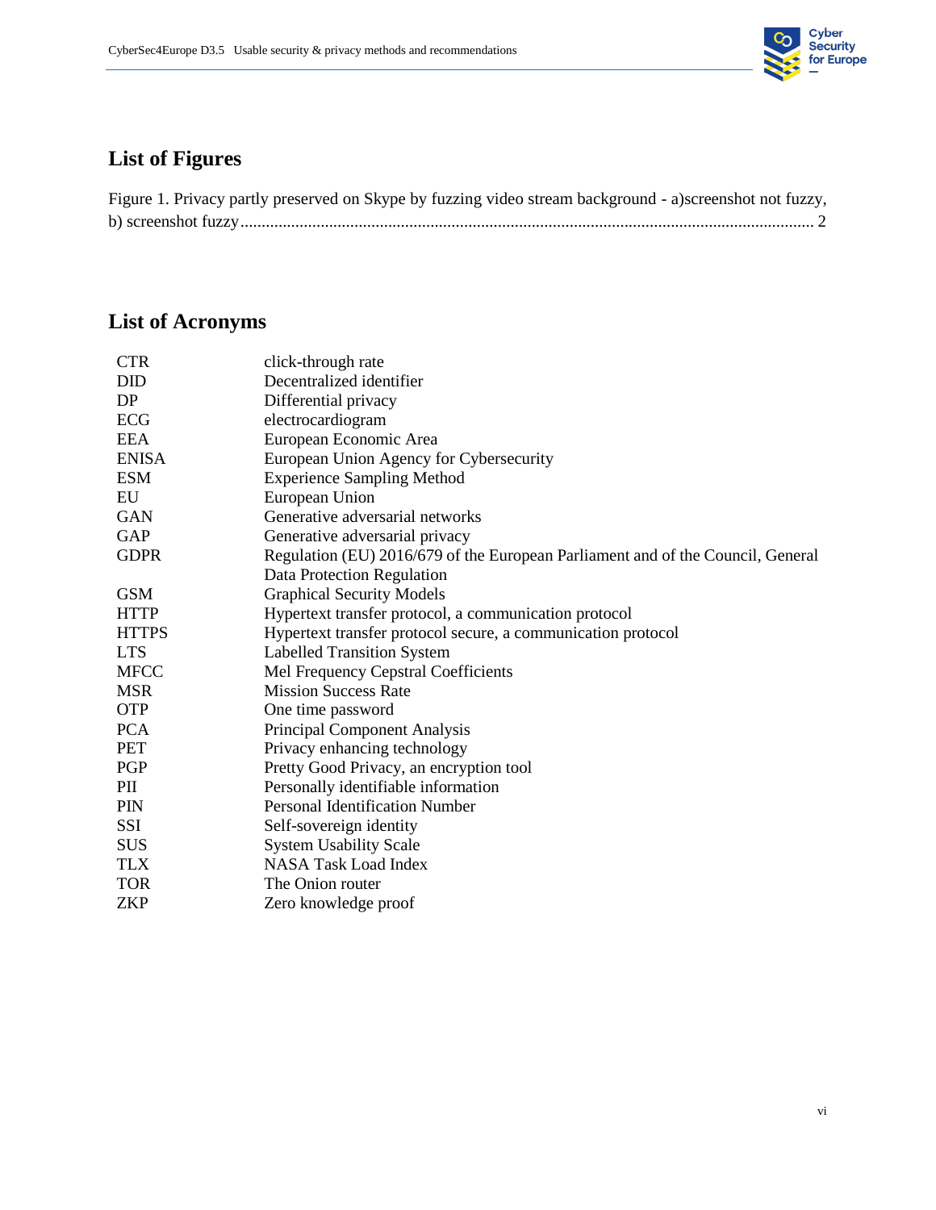## List of Figures

Figure 1. Privacy partly preserved on Skype by fuzzing video stream background - a)screenshot not fuzzy, b) screenshot fuzzy ........................................................................................................................................ 2

## List of Acronyms

| | |
|---|---|
| CTR | click-through rate |
| DID | Decentralized identifier |
| DP | Differential privacy |
| ECG | electrocardiogram |
| EEA | European Economic Area |
| ENISA | European Union Agency for Cybersecurity |
| ESM | Experience Sampling Method |
| EU | European Union |
| GAN | Generative adversarial networks |
| GAP | Generative adversarial privacy |
| GDPR | Regulation (EU) 2016/679 of the European Parliament and of the Council, General Data Protection Regulation |
| GSM | Graphical Security Models |
| HTTP | Hypertext transfer protocol, a communication protocol |
| HTTPS | Hypertext transfer protocol secure, a communication protocol |
| LTS | Labelled Transition System |
| MFCC | Mel Frequency Cepstral Coefficients |
| MSR | Mission Success Rate |
| OTP | One time password |
| PCA | Principal Component Analysis |
| PET | Privacy enhancing technology |
| PGP | Pretty Good Privacy, an encryption tool |
| PII | Personally identifiable information |
| PIN | Personal Identification Number |
| SSI | Self-sovereign identity |
| SUS | System Usability Scale |
| TLX | NASA Task Load Index |
| TOR | The Onion router |
| ZKP | Zero knowledge proof |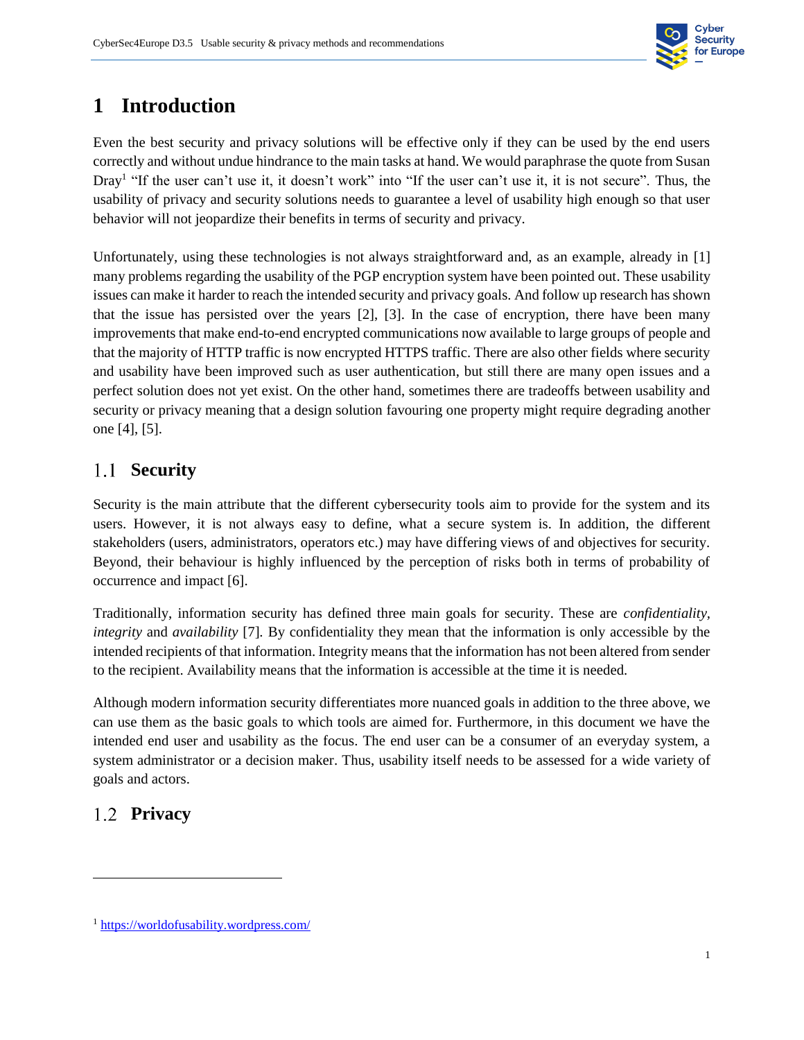# 1 Introduction

Even the best security and privacy solutions will be effective only if they can be used by the end users correctly and without undue hindrance to the main tasks at hand. We would paraphrase the quote from Susan Dray[1] "If the user can't use it, it doesn't work" into "If the user can't use it, it is not secure". Thus, the usability of privacy and security solutions needs to guarantee a level of usability high enough so that user behavior will not jeopardize their benefits in terms of security and privacy.

Unfortunately, using these technologies is not always straightforward and, as an example, already in [1] many problems regarding the usability of the PGP encryption system have been pointed out. These usability issues can make it harder to reach the intended security and privacy goals. And follow up research has shown that the issue has persisted over the years [2], [3]. In the case of encryption, there have been many improvements that make end-to-end encrypted communications now available to large groups of people and that the majority of HTTP traffic is now encrypted HTTPS traffic. There are also other fields where security and usability have been improved such as user authentication, but still there are many open issues and a perfect solution does not yet exist. On the other hand, sometimes there are tradeoffs between usability and security or privacy meaning that a design solution favouring one property might require degrading another one [4], [5].

## 1.1 Security

Security is the main attribute that the different cybersecurity tools aim to provide for the system and its users. However, it is not always easy to define, what a secure system is. In addition, the different stakeholders (users, administrators, operators etc.) may have differing views of and objectives for security. Beyond, their behaviour is highly influenced by the perception of risks both in terms of probability of occurrence and impact [6].

Traditionally, information security has defined three main goals for security. These are *confidentiality*, *integrity* and *availability* [7]. By confidentiality they mean that the information is only accessible by the intended recipients of that information. Integrity means that the information has not been altered from sender to the recipient. Availability means that the information is accessible at the time it is needed.

Although modern information security differentiates more nuanced goals in addition to the three above, we can use them as the basic goals to which tools are aimed for. Furthermore, in this document we have the intended end user and usability as the focus. The end user can be a consumer of an everyday system, a system administrator or a decision maker. Thus, usability itself needs to be assessed for a wide variety of goals and actors.

## 1.2 Privacy

[1] https://worldofusability.wordpress.com/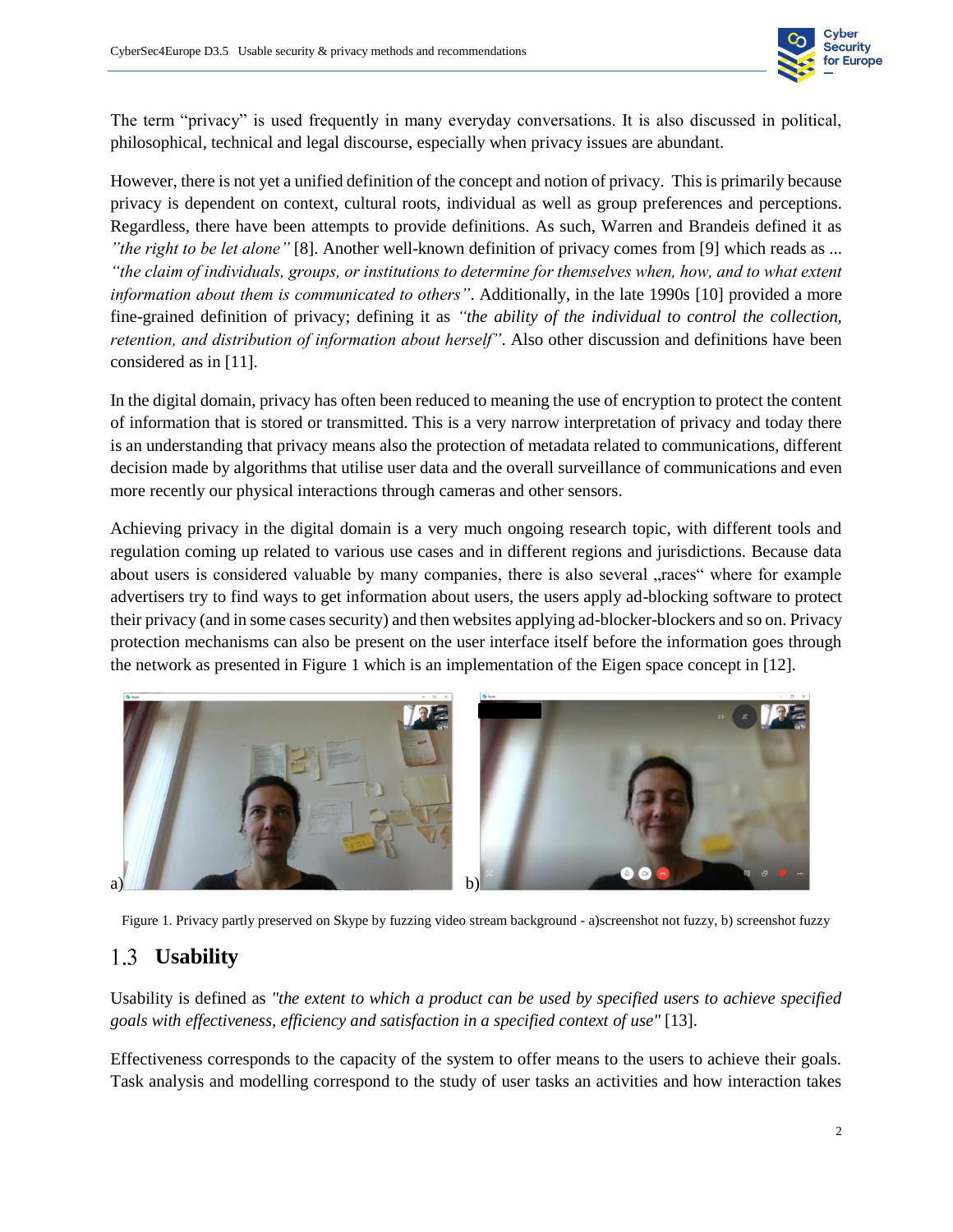The term "privacy" is used frequently in many everyday conversations. It is also discussed in political, philosophical, technical and legal discourse, especially when privacy issues are abundant.

However, there is not yet a unified definition of the concept and notion of privacy. This is primarily because privacy is dependent on context, cultural roots, individual as well as group preferences and perceptions. Regardless, there have been attempts to provide definitions. As such, Warren and Brandeis defined it as *"the right to be let alone"* [8]. Another well-known definition of privacy comes from [9] which reads as ... *"the claim of individuals, groups, or institutions to determine for themselves when, how, and to what extent information about them is communicated to others"*. Additionally, in the late 1990s [10] provided a more fine-grained definition of privacy; defining it as *"the ability of the individual to control the collection, retention, and distribution of information about herself"*. Also other discussion and definitions have been considered as in [11].

In the digital domain, privacy has often been reduced to meaning the use of encryption to protect the content of information that is stored or transmitted. This is a very narrow interpretation of privacy and today there is an understanding that privacy means also the protection of metadata related to communications, different decision made by algorithms that utilise user data and the overall surveillance of communications and even more recently our physical interactions through cameras and other sensors.

Achieving privacy in the digital domain is a very much ongoing research topic, with different tools and regulation coming up related to various use cases and in different regions and jurisdictions. Because data about users is considered valuable by many companies, there is also several „races" where for example advertisers try to find ways to get information about users, the users apply ad-blocking software to protect their privacy (and in some cases security) and then websites applying ad-blocker-blockers and so on. Privacy protection mechanisms can also be present on the user interface itself before the information goes through the network as presented in Figure 1 which is an implementation of the Eigen space concept in [12].

a) b)

Figure 1. Privacy partly preserved on Skype by fuzzing video stream background - a)screenshot not fuzzy, b) screenshot fuzzy

## 1.3 Usability

Usability is defined as *"the extent to which a product can be used by specified users to achieve specified goals with effectiveness, efficiency and satisfaction in a specified context of use"* [13].

Effectiveness corresponds to the capacity of the system to offer means to the users to achieve their goals. Task analysis and modelling correspond to the study of user tasks an activities and how interaction takes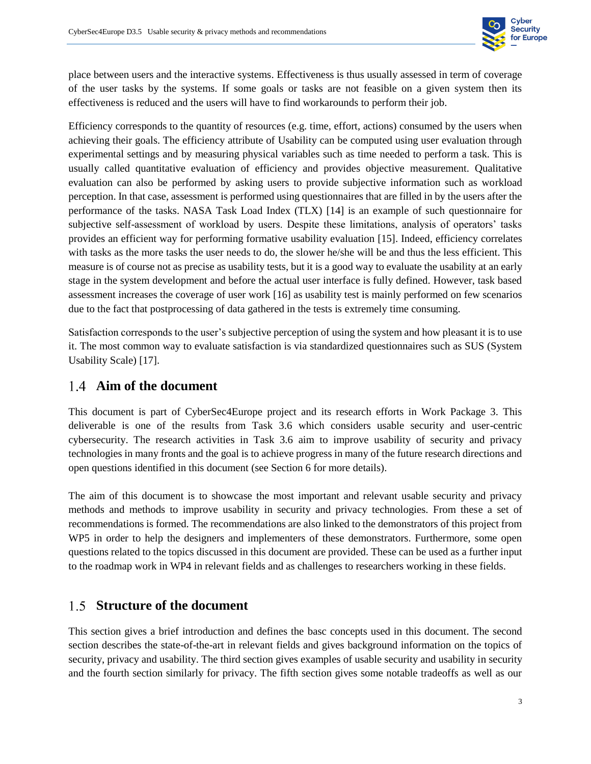place between users and the interactive systems. Effectiveness is thus usually assessed in term of coverage of the user tasks by the systems. If some goals or tasks are not feasible on a given system then its effectiveness is reduced and the users will have to find workarounds to perform their job.

Efficiency corresponds to the quantity of resources (e.g. time, effort, actions) consumed by the users when achieving their goals. The efficiency attribute of Usability can be computed using user evaluation through experimental settings and by measuring physical variables such as time needed to perform a task. This is usually called quantitative evaluation of efficiency and provides objective measurement. Qualitative evaluation can also be performed by asking users to provide subjective information such as workload perception. In that case, assessment is performed using questionnaires that are filled in by the users after the performance of the tasks. NASA Task Load Index (TLX) [14] is an example of such questionnaire for subjective self-assessment of workload by users. Despite these limitations, analysis of operators' tasks provides an efficient way for performing formative usability evaluation [15]. Indeed, efficiency correlates with tasks as the more tasks the user needs to do, the slower he/she will be and thus the less efficient. This measure is of course not as precise as usability tests, but it is a good way to evaluate the usability at an early stage in the system development and before the actual user interface is fully defined. However, task based assessment increases the coverage of user work [16] as usability test is mainly performed on few scenarios due to the fact that postprocessing of data gathered in the tests is extremely time consuming.

Satisfaction corresponds to the user's subjective perception of using the system and how pleasant it is to use it. The most common way to evaluate satisfaction is via standardized questionnaires such as SUS (System Usability Scale) [17].

## 1.4 Aim of the document

This document is part of CyberSec4Europe project and its research efforts in Work Package 3. This deliverable is one of the results from Task 3.6 which considers usable security and user-centric cybersecurity. The research activities in Task 3.6 aim to improve usability of security and privacy technologies in many fronts and the goal is to achieve progress in many of the future research directions and open questions identified in this document (see Section 6 for more details).

The aim of this document is to showcase the most important and relevant usable security and privacy methods and methods to improve usability in security and privacy technologies. From these a set of recommendations is formed. The recommendations are also linked to the demonstrators of this project from WP5 in order to help the designers and implementers of these demonstrators. Furthermore, some open questions related to the topics discussed in this document are provided. These can be used as a further input to the roadmap work in WP4 in relevant fields and as challenges to researchers working in these fields.

## 1.5 Structure of the document

This section gives a brief introduction and defines the basc concepts used in this document. The second section describes the state-of-the-art in relevant fields and gives background information on the topics of security, privacy and usability. The third section gives examples of usable security and usability in security and the fourth section similarly for privacy. The fifth section gives some notable tradeoffs as well as our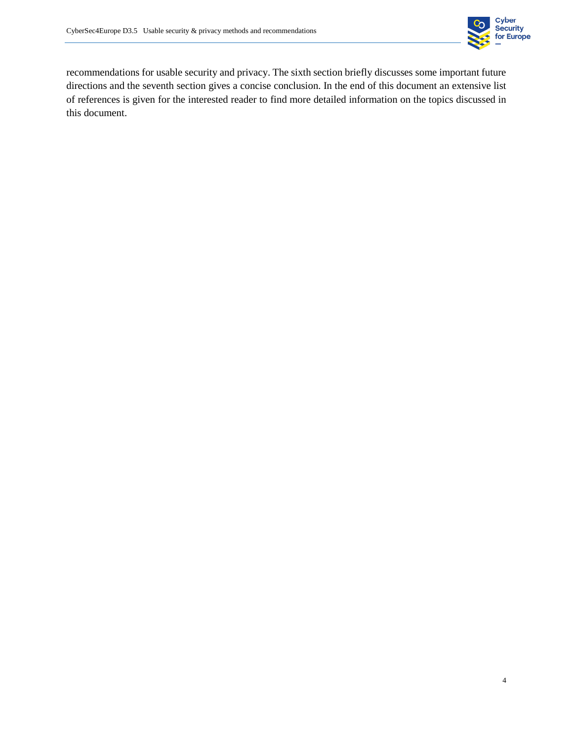recommendations for usable security and privacy. The sixth section briefly discusses some important future directions and the seventh section gives a concise conclusion. In the end of this document an extensive list of references is given for the interested reader to find more detailed information on the topics discussed in this document.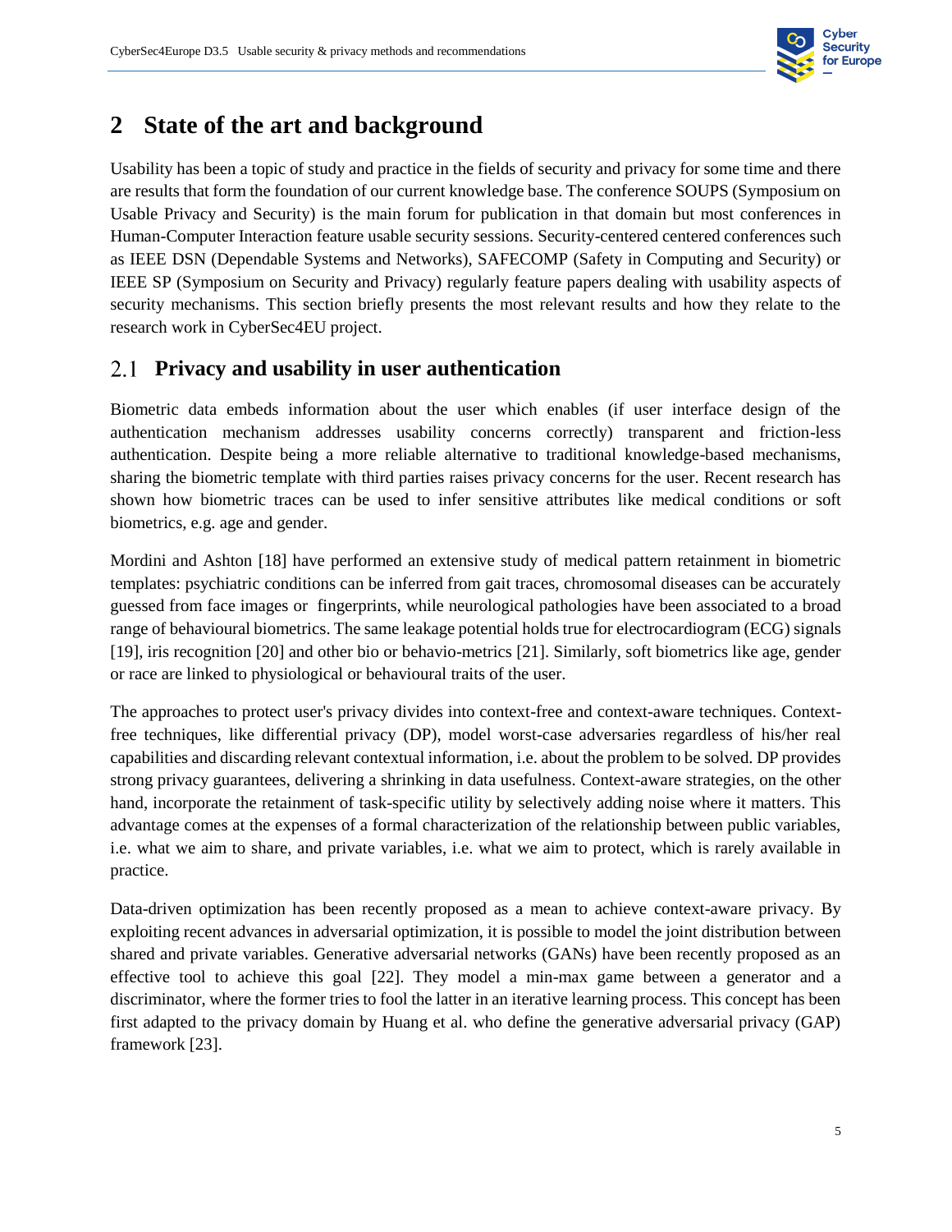# 2 State of the art and background

Usability has been a topic of study and practice in the fields of security and privacy for some time and there are results that form the foundation of our current knowledge base. The conference SOUPS (Symposium on Usable Privacy and Security) is the main forum for publication in that domain but most conferences in Human-Computer Interaction feature usable security sessions. Security-centered centered conferences such as IEEE DSN (Dependable Systems and Networks), SAFECOMP (Safety in Computing and Security) or IEEE SP (Symposium on Security and Privacy) regularly feature papers dealing with usability aspects of security mechanisms. This section briefly presents the most relevant results and how they relate to the research work in CyberSec4EU project.

## 2.1 Privacy and usability in user authentication

Biometric data embeds information about the user which enables (if user interface design of the authentication mechanism addresses usability concerns correctly) transparent and friction-less authentication. Despite being a more reliable alternative to traditional knowledge-based mechanisms, sharing the biometric template with third parties raises privacy concerns for the user. Recent research has shown how biometric traces can be used to infer sensitive attributes like medical conditions or soft biometrics, e.g. age and gender.

Mordini and Ashton [18] have performed an extensive study of medical pattern retainment in biometric templates: psychiatric conditions can be inferred from gait traces, chromosomal diseases can be accurately guessed from face images or fingerprints, while neurological pathologies have been associated to a broad range of behavioural biometrics. The same leakage potential holds true for electrocardiogram (ECG) signals [19], iris recognition [20] and other bio or behavio-metrics [21]. Similarly, soft biometrics like age, gender or race are linked to physiological or behavioural traits of the user.

The approaches to protect user's privacy divides into context-free and context-aware techniques. Context-free techniques, like differential privacy (DP), model worst-case adversaries regardless of his/her real capabilities and discarding relevant contextual information, i.e. about the problem to be solved. DP provides strong privacy guarantees, delivering a shrinking in data usefulness. Context-aware strategies, on the other hand, incorporate the retainment of task-specific utility by selectively adding noise where it matters. This advantage comes at the expenses of a formal characterization of the relationship between public variables, i.e. what we aim to share, and private variables, i.e. what we aim to protect, which is rarely available in practice.

Data-driven optimization has been recently proposed as a mean to achieve context-aware privacy. By exploiting recent advances in adversarial optimization, it is possible to model the joint distribution between shared and private variables. Generative adversarial networks (GANs) have been recently proposed as an effective tool to achieve this goal [22]. They model a min-max game between a generator and a discriminator, where the former tries to fool the latter in an iterative learning process. This concept has been first adapted to the privacy domain by Huang et al. who define the generative adversarial privacy (GAP) framework [23].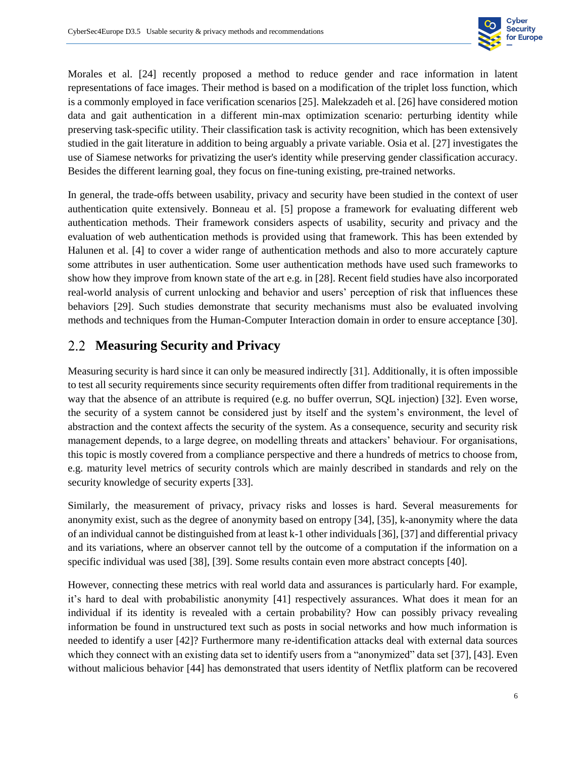Morales et al. [24] recently proposed a method to reduce gender and race information in latent representations of face images. Their method is based on a modification of the triplet loss function, which is a commonly employed in face verification scenarios [25]. Malekzadeh et al. [26] have considered motion data and gait authentication in a different min-max optimization scenario: perturbing identity while preserving task-specific utility. Their classification task is activity recognition, which has been extensively studied in the gait literature in addition to being arguably a private variable. Osia et al. [27] investigates the use of Siamese networks for privatizing the user's identity while preserving gender classification accuracy. Besides the different learning goal, they focus on fine-tuning existing, pre-trained networks.

In general, the trade-offs between usability, privacy and security have been studied in the context of user authentication quite extensively. Bonneau et al. [5] propose a framework for evaluating different web authentication methods. Their framework considers aspects of usability, security and privacy and the evaluation of web authentication methods is provided using that framework. This has been extended by Halunen et al. [4] to cover a wider range of authentication methods and also to more accurately capture some attributes in user authentication. Some user authentication methods have used such frameworks to show how they improve from known state of the art e.g. in [28]. Recent field studies have also incorporated real-world analysis of current unlocking and behavior and users' perception of risk that influences these behaviors [29]. Such studies demonstrate that security mechanisms must also be evaluated involving methods and techniques from the Human-Computer Interaction domain in order to ensure acceptance [30].

## 2.2 Measuring Security and Privacy

Measuring security is hard since it can only be measured indirectly [31]. Additionally, it is often impossible to test all security requirements since security requirements often differ from traditional requirements in the way that the absence of an attribute is required (e.g. no buffer overrun, SQL injection) [32]. Even worse, the security of a system cannot be considered just by itself and the system's environment, the level of abstraction and the context affects the security of the system. As a consequence, security and security risk management depends, to a large degree, on modelling threats and attackers' behaviour. For organisations, this topic is mostly covered from a compliance perspective and there a hundreds of metrics to choose from, e.g. maturity level metrics of security controls which are mainly described in standards and rely on the security knowledge of security experts [33].

Similarly, the measurement of privacy, privacy risks and losses is hard. Several measurements for anonymity exist, such as the degree of anonymity based on entropy [34], [35], k-anonymity where the data of an individual cannot be distinguished from at least k-1 other individuals [36], [37] and differential privacy and its variations, where an observer cannot tell by the outcome of a computation if the information on a specific individual was used [38], [39]. Some results contain even more abstract concepts [40].

However, connecting these metrics with real world data and assurances is particularly hard. For example, it's hard to deal with probabilistic anonymity [41] respectively assurances. What does it mean for an individual if its identity is revealed with a certain probability? How can possibly privacy revealing information be found in unstructured text such as posts in social networks and how much information is needed to identify a user [42]? Furthermore many re-identification attacks deal with external data sources which they connect with an existing data set to identify users from a "anonymized" data set [37], [43]. Even without malicious behavior [44] has demonstrated that users identity of Netflix platform can be recovered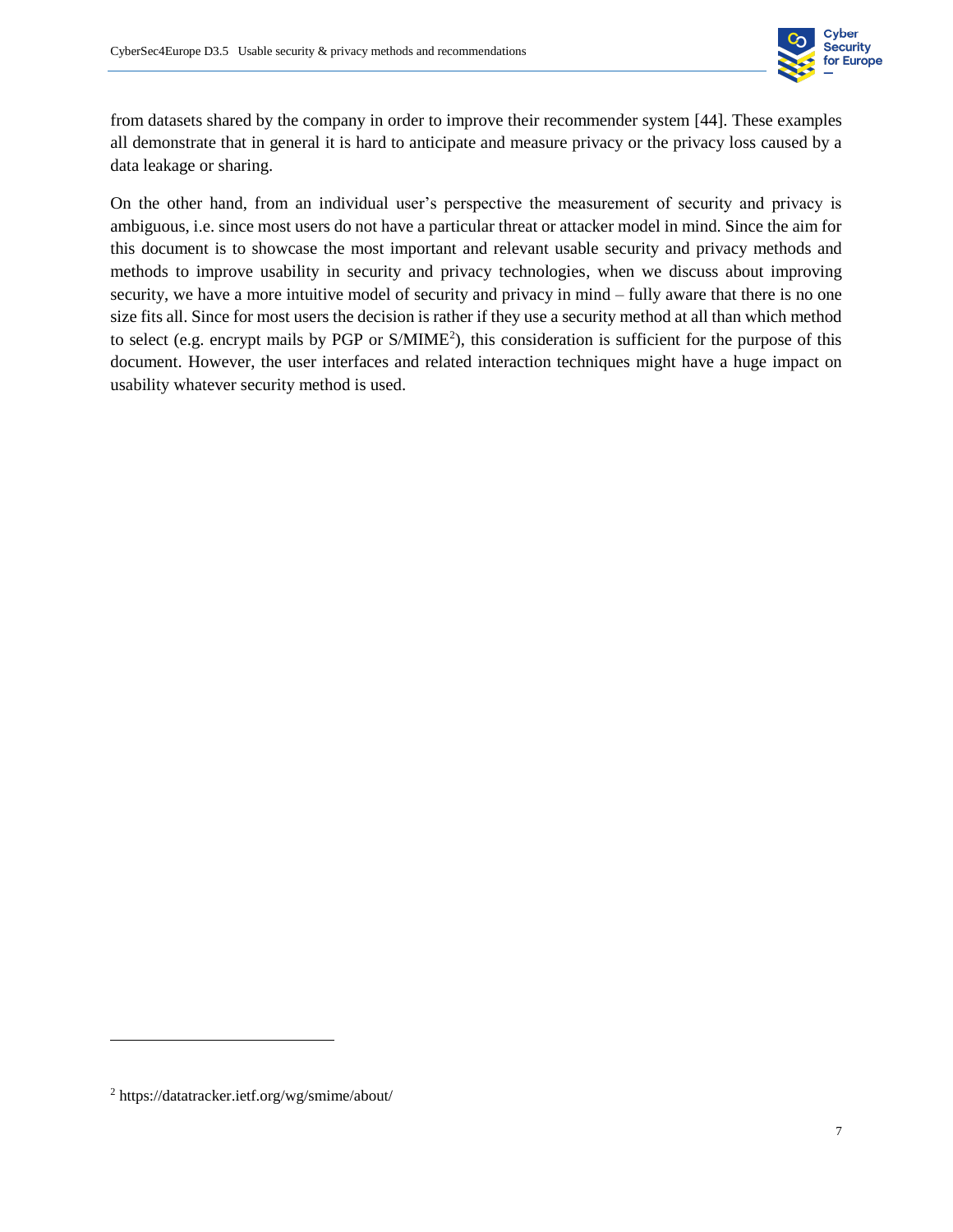from datasets shared by the company in order to improve their recommender system [44]. These examples all demonstrate that in general it is hard to anticipate and measure privacy or the privacy loss caused by a data leakage or sharing.

On the other hand, from an individual user's perspective the measurement of security and privacy is ambiguous, i.e. since most users do not have a particular threat or attacker model in mind. Since the aim for this document is to showcase the most important and relevant usable security and privacy methods and methods to improve usability in security and privacy technologies, when we discuss about improving security, we have a more intuitive model of security and privacy in mind – fully aware that there is no one size fits all. Since for most users the decision is rather if they use a security method at all than which method to select (e.g. encrypt mails by PGP or S/MIME[2]), this consideration is sufficient for the purpose of this document. However, the user interfaces and related interaction techniques might have a huge impact on usability whatever security method is used.

[2] https://datatracker.ietf.org/wg/smime/about/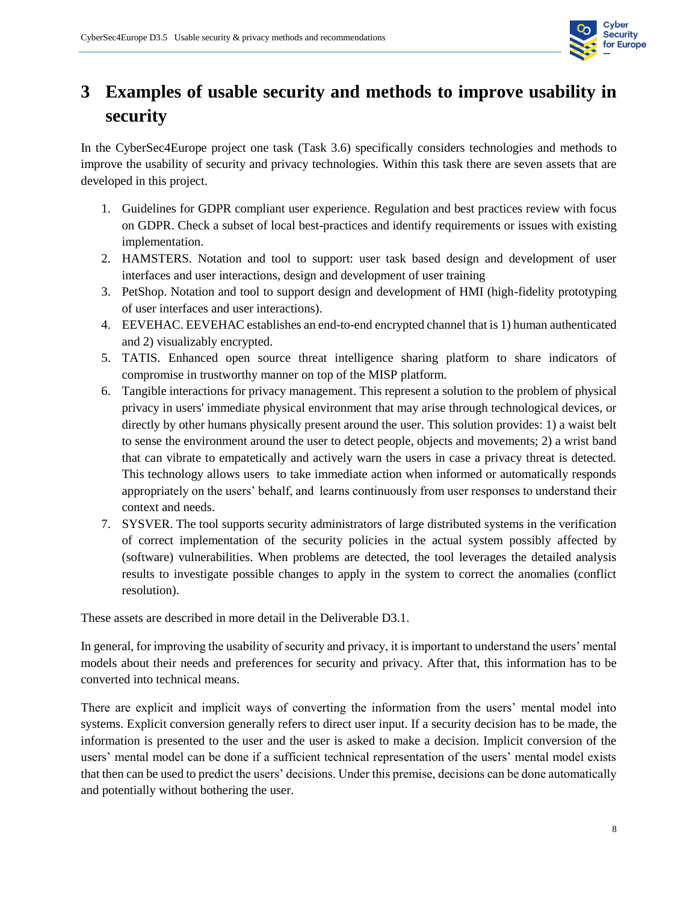# 3 Examples of usable security and methods to improve usability in security

In the CyberSec4Europe project one task (Task 3.6) specifically considers technologies and methods to improve the usability of security and privacy technologies. Within this task there are seven assets that are developed in this project.

1. Guidelines for GDPR compliant user experience. Regulation and best practices review with focus on GDPR. Check a subset of local best-practices and identify requirements or issues with existing implementation.
2. HAMSTERS. Notation and tool to support: user task based design and development of user interfaces and user interactions, design and development of user training
3. PetShop. Notation and tool to support design and development of HMI (high-fidelity prototyping of user interfaces and user interactions).
4. EEVEHAC. EEVEHAC establishes an end-to-end encrypted channel that is 1) human authenticated and 2) visualizably encrypted.
5. TATIS. Enhanced open source threat intelligence sharing platform to share indicators of compromise in trustworthy manner on top of the MISP platform.
6. Tangible interactions for privacy management. This represent a solution to the problem of physical privacy in users' immediate physical environment that may arise through technological devices, or directly by other humans physically present around the user. This solution provides: 1) a waist belt to sense the environment around the user to detect people, objects and movements; 2) a wrist band that can vibrate to empatetically and actively warn the users in case a privacy threat is detected. This technology allows users to take immediate action when informed or automatically responds appropriately on the users' behalf, and learns continuously from user responses to understand their context and needs.
7. SYSVER. The tool supports security administrators of large distributed systems in the verification of correct implementation of the security policies in the actual system possibly affected by (software) vulnerabilities. When problems are detected, the tool leverages the detailed analysis results to investigate possible changes to apply in the system to correct the anomalies (conflict resolution).

These assets are described in more detail in the Deliverable D3.1.

In general, for improving the usability of security and privacy, it is important to understand the users' mental models about their needs and preferences for security and privacy. After that, this information has to be converted into technical means.

There are explicit and implicit ways of converting the information from the users' mental model into systems. Explicit conversion generally refers to direct user input. If a security decision has to be made, the information is presented to the user and the user is asked to make a decision. Implicit conversion of the users' mental model can be done if a sufficient technical representation of the users' mental model exists that then can be used to predict the users' decisions. Under this premise, decisions can be done automatically and potentially without bothering the user.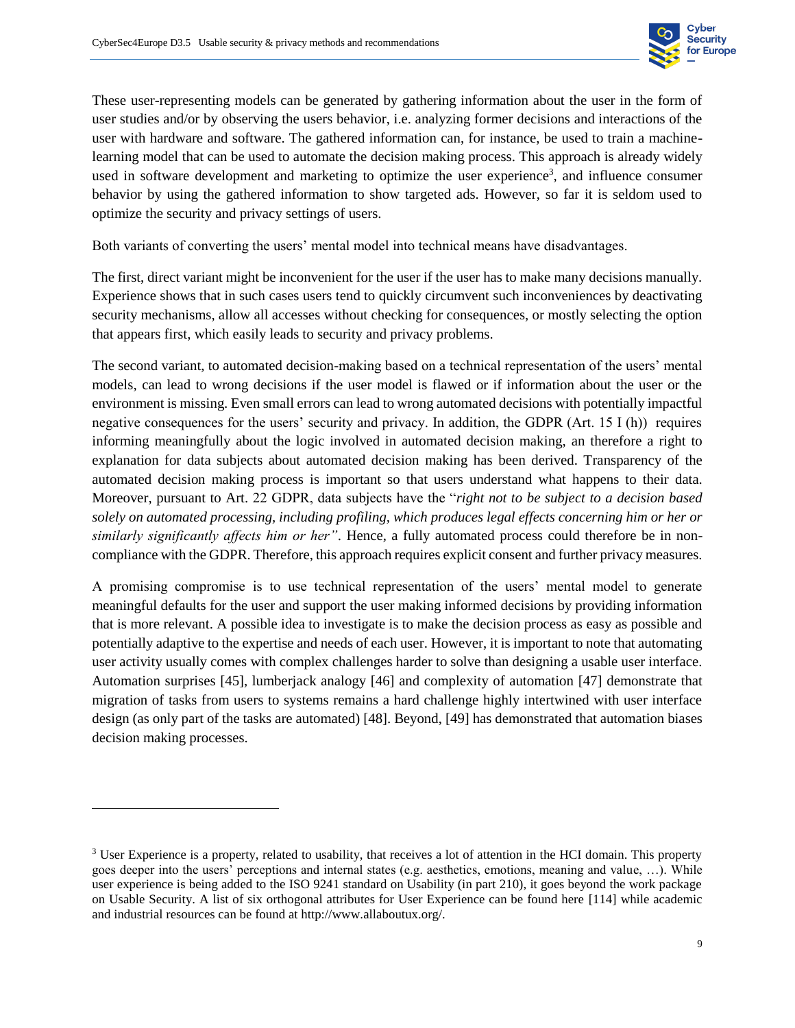These user-representing models can be generated by gathering information about the user in the form of user studies and/or by observing the users behavior, i.e. analyzing former decisions and interactions of the user with hardware and software. The gathered information can, for instance, be used to train a machine-learning model that can be used to automate the decision making process. This approach is already widely used in software development and marketing to optimize the user experience[3], and influence consumer behavior by using the gathered information to show targeted ads. However, so far it is seldom used to optimize the security and privacy settings of users.

Both variants of converting the users' mental model into technical means have disadvantages.

The first, direct variant might be inconvenient for the user if the user has to make many decisions manually. Experience shows that in such cases users tend to quickly circumvent such inconveniences by deactivating security mechanisms, allow all accesses without checking for consequences, or mostly selecting the option that appears first, which easily leads to security and privacy problems.

The second variant, to automated decision-making based on a technical representation of the users' mental models, can lead to wrong decisions if the user model is flawed or if information about the user or the environment is missing. Even small errors can lead to wrong automated decisions with potentially impactful negative consequences for the users' security and privacy. In addition, the GDPR (Art. 15 I (h)) requires informing meaningfully about the logic involved in automated decision making, an therefore a right to explanation for data subjects about automated decision making has been derived. Transparency of the automated decision making process is important so that users understand what happens to their data. Moreover, pursuant to Art. 22 GDPR, data subjects have the "*right not to be subject to a decision based solely on automated processing, including profiling, which produces legal effects concerning him or her or similarly significantly affects him or her"*. Hence, a fully automated process could therefore be in non-compliance with the GDPR. Therefore, this approach requires explicit consent and further privacy measures.

A promising compromise is to use technical representation of the users' mental model to generate meaningful defaults for the user and support the user making informed decisions by providing information that is more relevant. A possible idea to investigate is to make the decision process as easy as possible and potentially adaptive to the expertise and needs of each user. However, it is important to note that automating user activity usually comes with complex challenges harder to solve than designing a usable user interface. Automation surprises [45], lumberjack analogy [46] and complexity of automation [47] demonstrate that migration of tasks from users to systems remains a hard challenge highly intertwined with user interface design (as only part of the tasks are automated) [48]. Beyond, [49] has demonstrated that automation biases decision making processes.

---

[3] User Experience is a property, related to usability, that receives a lot of attention in the HCI domain. This property goes deeper into the users' perceptions and internal states (e.g. aesthetics, emotions, meaning and value, …). While user experience is being added to the ISO 9241 standard on Usability (in part 210), it goes beyond the work package on Usable Security. A list of six orthogonal attributes for User Experience can be found here [114] while academic and industrial resources can be found at http://www.allaboutux.org/.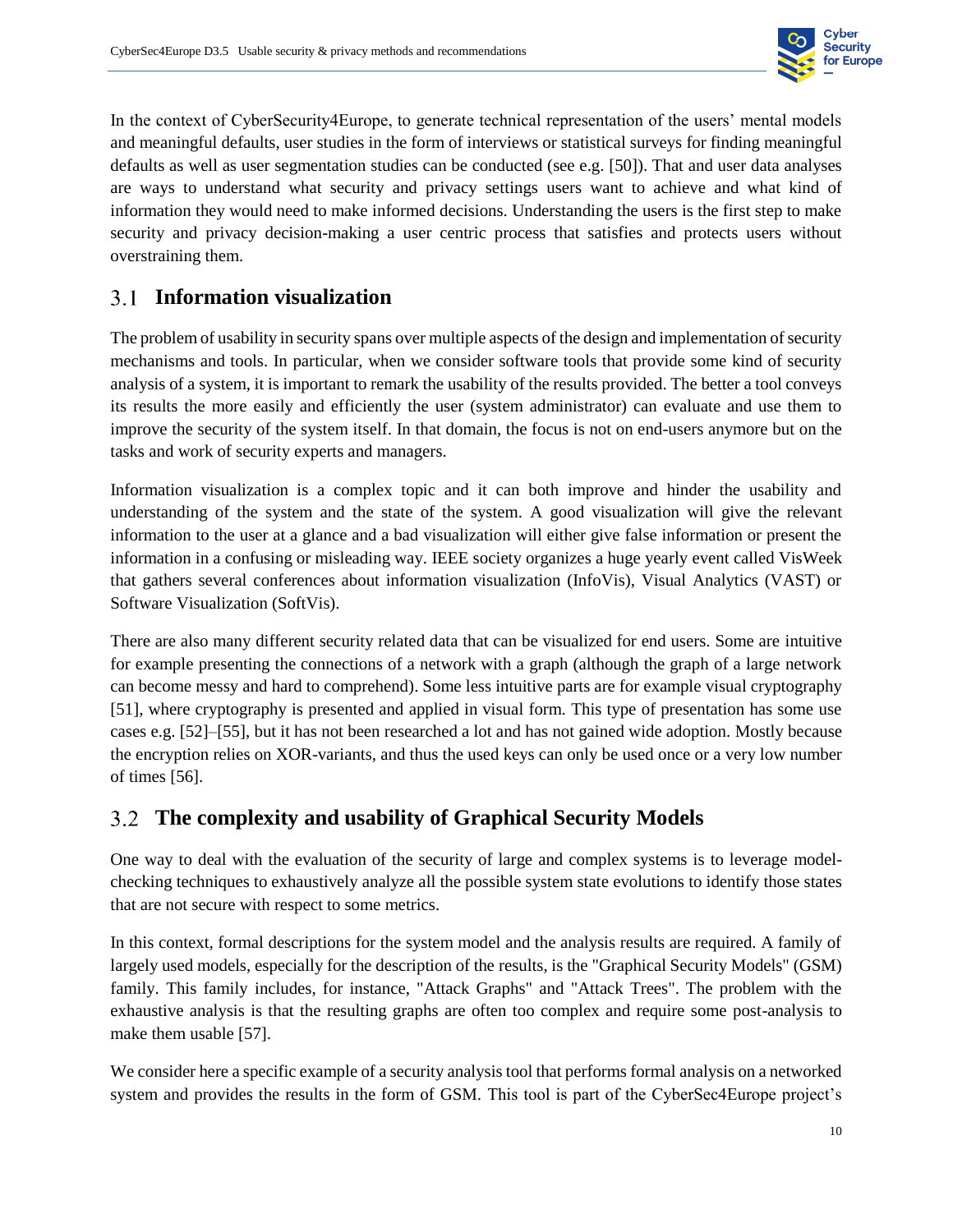In the context of CyberSecurity4Europe, to generate technical representation of the users' mental models and meaningful defaults, user studies in the form of interviews or statistical surveys for finding meaningful defaults as well as user segmentation studies can be conducted (see e.g. [50]). That and user data analyses are ways to understand what security and privacy settings users want to achieve and what kind of information they would need to make informed decisions. Understanding the users is the first step to make security and privacy decision-making a user centric process that satisfies and protects users without overstraining them.

## 3.1 Information visualization

The problem of usability in security spans over multiple aspects of the design and implementation of security mechanisms and tools. In particular, when we consider software tools that provide some kind of security analysis of a system, it is important to remark the usability of the results provided. The better a tool conveys its results the more easily and efficiently the user (system administrator) can evaluate and use them to improve the security of the system itself. In that domain, the focus is not on end-users anymore but on the tasks and work of security experts and managers.

Information visualization is a complex topic and it can both improve and hinder the usability and understanding of the system and the state of the system. A good visualization will give the relevant information to the user at a glance and a bad visualization will either give false information or present the information in a confusing or misleading way. IEEE society organizes a huge yearly event called VisWeek that gathers several conferences about information visualization (InfoVis), Visual Analytics (VAST) or Software Visualization (SoftVis).

There are also many different security related data that can be visualized for end users. Some are intuitive for example presenting the connections of a network with a graph (although the graph of a large network can become messy and hard to comprehend). Some less intuitive parts are for example visual cryptography [51], where cryptography is presented and applied in visual form. This type of presentation has some use cases e.g. [52]–[55], but it has not been researched a lot and has not gained wide adoption. Mostly because the encryption relies on XOR-variants, and thus the used keys can only be used once or a very low number of times [56].

## 3.2 The complexity and usability of Graphical Security Models

One way to deal with the evaluation of the security of large and complex systems is to leverage model-checking techniques to exhaustively analyze all the possible system state evolutions to identify those states that are not secure with respect to some metrics.

In this context, formal descriptions for the system model and the analysis results are required. A family of largely used models, especially for the description of the results, is the "Graphical Security Models" (GSM) family. This family includes, for instance, "Attack Graphs" and "Attack Trees". The problem with the exhaustive analysis is that the resulting graphs are often too complex and require some post-analysis to make them usable [57].

We consider here a specific example of a security analysis tool that performs formal analysis on a networked system and provides the results in the form of GSM. This tool is part of the CyberSec4Europe project's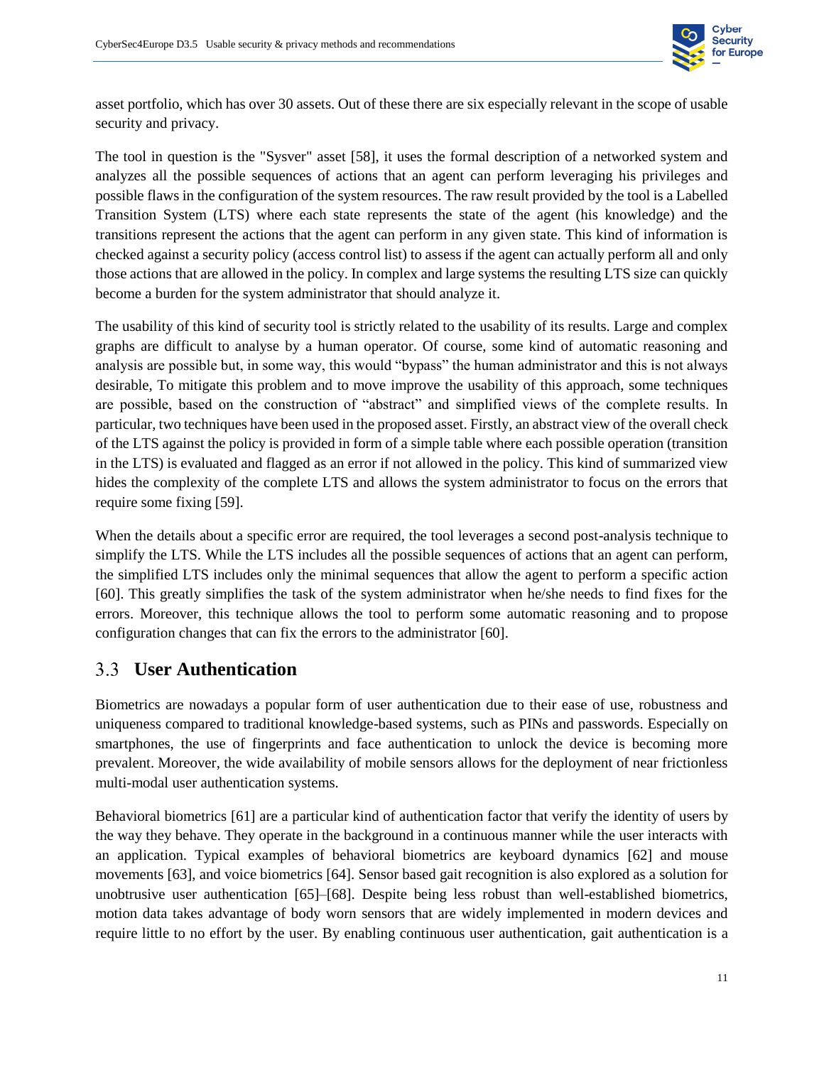asset portfolio, which has over 30 assets. Out of these there are six especially relevant in the scope of usable security and privacy.

The tool in question is the "Sysver" asset [58], it uses the formal description of a networked system and analyzes all the possible sequences of actions that an agent can perform leveraging his privileges and possible flaws in the configuration of the system resources. The raw result provided by the tool is a Labelled Transition System (LTS) where each state represents the state of the agent (his knowledge) and the transitions represent the actions that the agent can perform in any given state. This kind of information is checked against a security policy (access control list) to assess if the agent can actually perform all and only those actions that are allowed in the policy. In complex and large systems the resulting LTS size can quickly become a burden for the system administrator that should analyze it.

The usability of this kind of security tool is strictly related to the usability of its results. Large and complex graphs are difficult to analyse by a human operator. Of course, some kind of automatic reasoning and analysis are possible but, in some way, this would "bypass" the human administrator and this is not always desirable, To mitigate this problem and to move improve the usability of this approach, some techniques are possible, based on the construction of "abstract" and simplified views of the complete results. In particular, two techniques have been used in the proposed asset. Firstly, an abstract view of the overall check of the LTS against the policy is provided in form of a simple table where each possible operation (transition in the LTS) is evaluated and flagged as an error if not allowed in the policy. This kind of summarized view hides the complexity of the complete LTS and allows the system administrator to focus on the errors that require some fixing [59].

When the details about a specific error are required, the tool leverages a second post-analysis technique to simplify the LTS. While the LTS includes all the possible sequences of actions that an agent can perform, the simplified LTS includes only the minimal sequences that allow the agent to perform a specific action [60]. This greatly simplifies the task of the system administrator when he/she needs to find fixes for the errors. Moreover, this technique allows the tool to perform some automatic reasoning and to propose configuration changes that can fix the errors to the administrator [60].

## 3.3 User Authentication

Biometrics are nowadays a popular form of user authentication due to their ease of use, robustness and uniqueness compared to traditional knowledge-based systems, such as PINs and passwords. Especially on smartphones, the use of fingerprints and face authentication to unlock the device is becoming more prevalent. Moreover, the wide availability of mobile sensors allows for the deployment of near frictionless multi-modal user authentication systems.

Behavioral biometrics [61] are a particular kind of authentication factor that verify the identity of users by the way they behave. They operate in the background in a continuous manner while the user interacts with an application. Typical examples of behavioral biometrics are keyboard dynamics [62] and mouse movements [63], and voice biometrics [64]. Sensor based gait recognition is also explored as a solution for unobtrusive user authentication [65]–[68]. Despite being less robust than well-established biometrics, motion data takes advantage of body worn sensors that are widely implemented in modern devices and require little to no effort by the user. By enabling continuous user authentication, gait authentication is a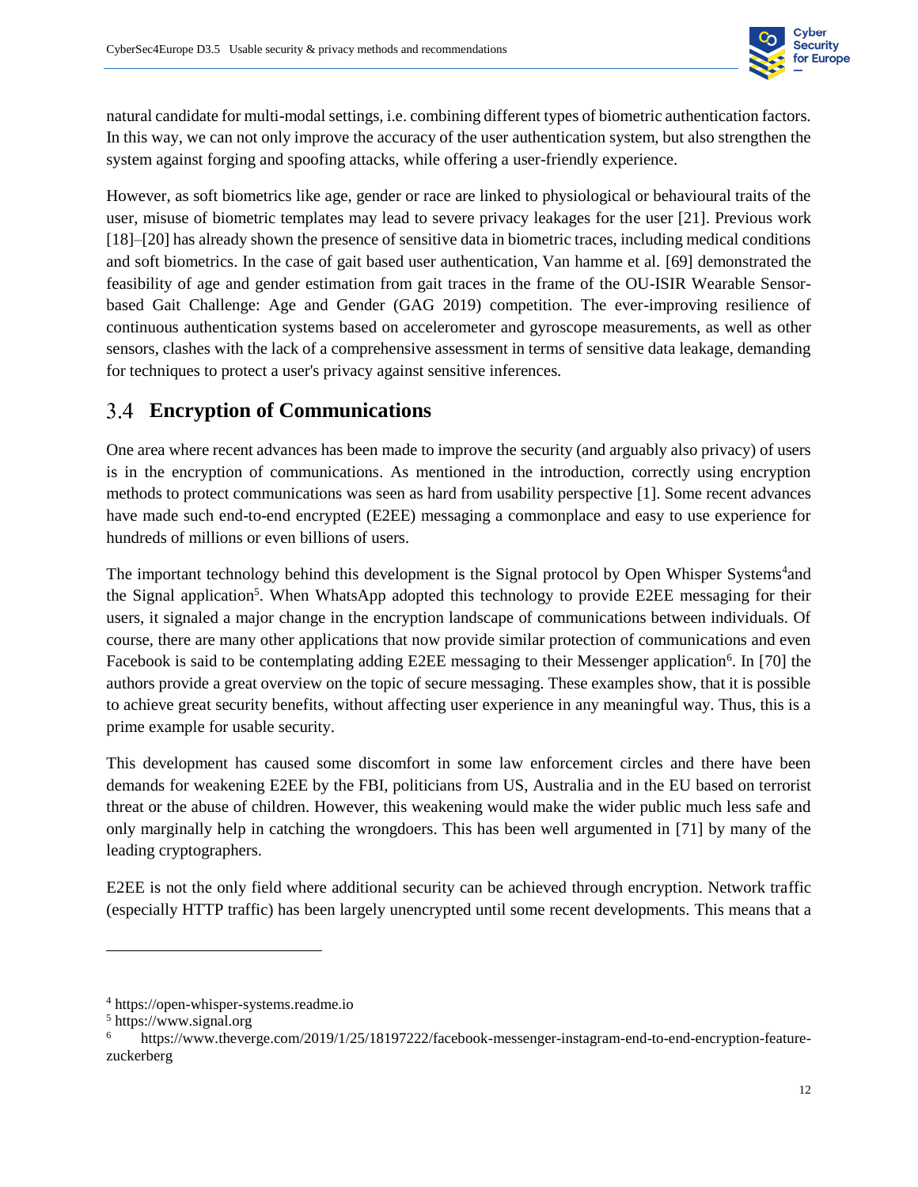natural candidate for multi-modal settings, i.e. combining different types of biometric authentication factors. In this way, we can not only improve the accuracy of the user authentication system, but also strengthen the system against forging and spoofing attacks, while offering a user-friendly experience.

However, as soft biometrics like age, gender or race are linked to physiological or behavioural traits of the user, misuse of biometric templates may lead to severe privacy leakages for the user [21]. Previous work [18]–[20] has already shown the presence of sensitive data in biometric traces, including medical conditions and soft biometrics. In the case of gait based user authentication, Van hamme et al. [69] demonstrated the feasibility of age and gender estimation from gait traces in the frame of the OU-ISIR Wearable Sensor-based Gait Challenge: Age and Gender (GAG 2019) competition. The ever-improving resilience of continuous authentication systems based on accelerometer and gyroscope measurements, as well as other sensors, clashes with the lack of a comprehensive assessment in terms of sensitive data leakage, demanding for techniques to protect a user's privacy against sensitive inferences.

## 3.4 Encryption of Communications

One area where recent advances has been made to improve the security (and arguably also privacy) of users is in the encryption of communications. As mentioned in the introduction, correctly using encryption methods to protect communications was seen as hard from usability perspective [1]. Some recent advances have made such end-to-end encrypted (E2EE) messaging a commonplace and easy to use experience for hundreds of millions or even billions of users.

The important technology behind this development is the Signal protocol by Open Whisper Systems[4]and the Signal application[5]. When WhatsApp adopted this technology to provide E2EE messaging for their users, it signaled a major change in the encryption landscape of communications between individuals. Of course, there are many other applications that now provide similar protection of communications and even Facebook is said to be contemplating adding E2EE messaging to their Messenger application[6]. In [70] the authors provide a great overview on the topic of secure messaging. These examples show, that it is possible to achieve great security benefits, without affecting user experience in any meaningful way. Thus, this is a prime example for usable security.

This development has caused some discomfort in some law enforcement circles and there have been demands for weakening E2EE by the FBI, politicians from US, Australia and in the EU based on terrorist threat or the abuse of children. However, this weakening would make the wider public much less safe and only marginally help in catching the wrongdoers. This has been well argumented in [71] by many of the leading cryptographers.

E2EE is not the only field where additional security can be achieved through encryption. Network traffic (especially HTTP traffic) has been largely unencrypted until some recent developments. This means that a

---

[4] https://open-whisper-systems.readme.io

[5] https://www.signal.org

[6] https://www.theverge.com/2019/1/25/18197222/facebook-messenger-instagram-end-to-end-encryption-feature-zuckerberg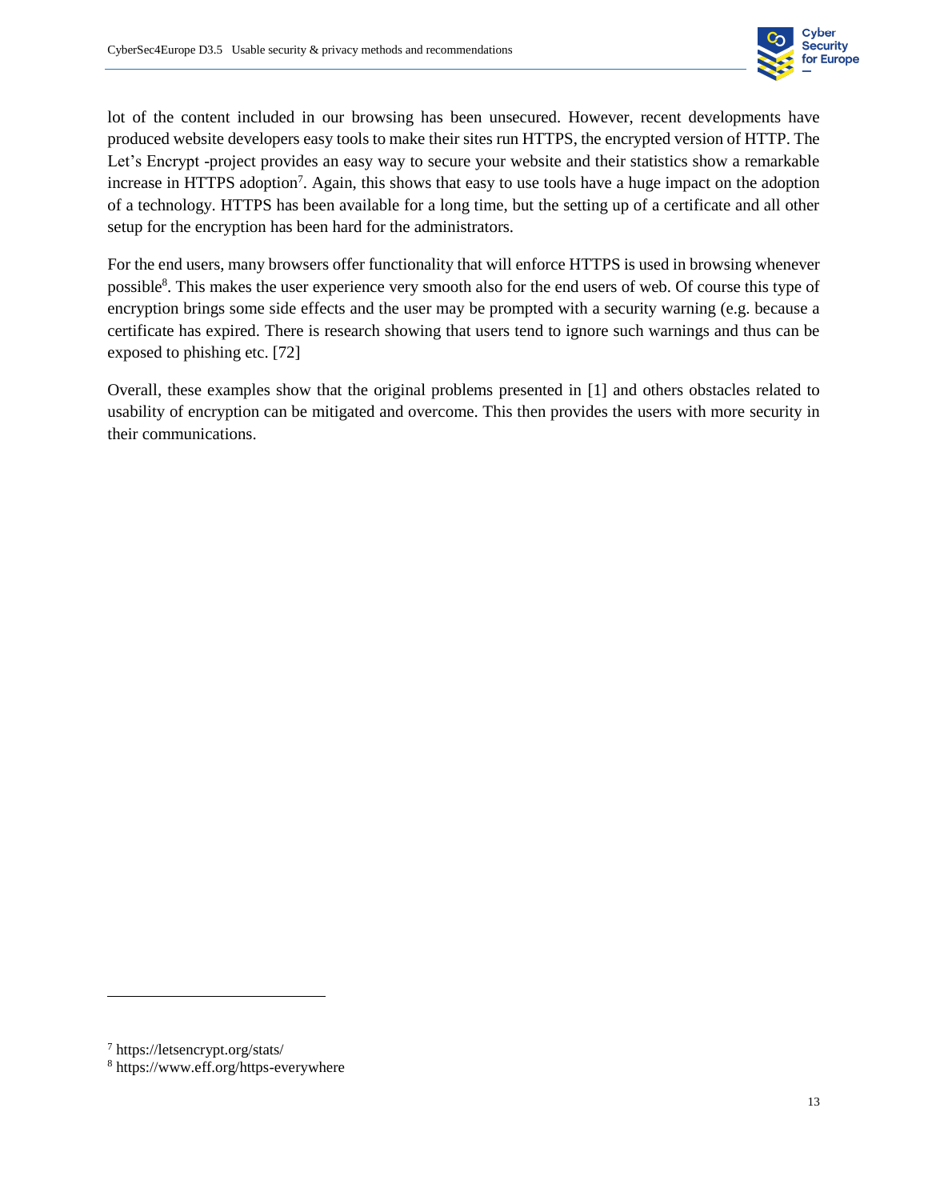lot of the content included in our browsing has been unsecured. However, recent developments have produced website developers easy tools to make their sites run HTTPS, the encrypted version of HTTP. The Let's Encrypt -project provides an easy way to secure your website and their statistics show a remarkable increase in HTTPS adoption[7]. Again, this shows that easy to use tools have a huge impact on the adoption of a technology. HTTPS has been available for a long time, but the setting up of a certificate and all other setup for the encryption has been hard for the administrators.

For the end users, many browsers offer functionality that will enforce HTTPS is used in browsing whenever possible[8]. This makes the user experience very smooth also for the end users of web. Of course this type of encryption brings some side effects and the user may be prompted with a security warning (e.g. because a certificate has expired. There is research showing that users tend to ignore such warnings and thus can be exposed to phishing etc. [72]

Overall, these examples show that the original problems presented in [1] and others obstacles related to usability of encryption can be mitigated and overcome. This then provides the users with more security in their communications.

---

[7] https://letsencrypt.org/stats/

[8] https://www.eff.org/https-everywhere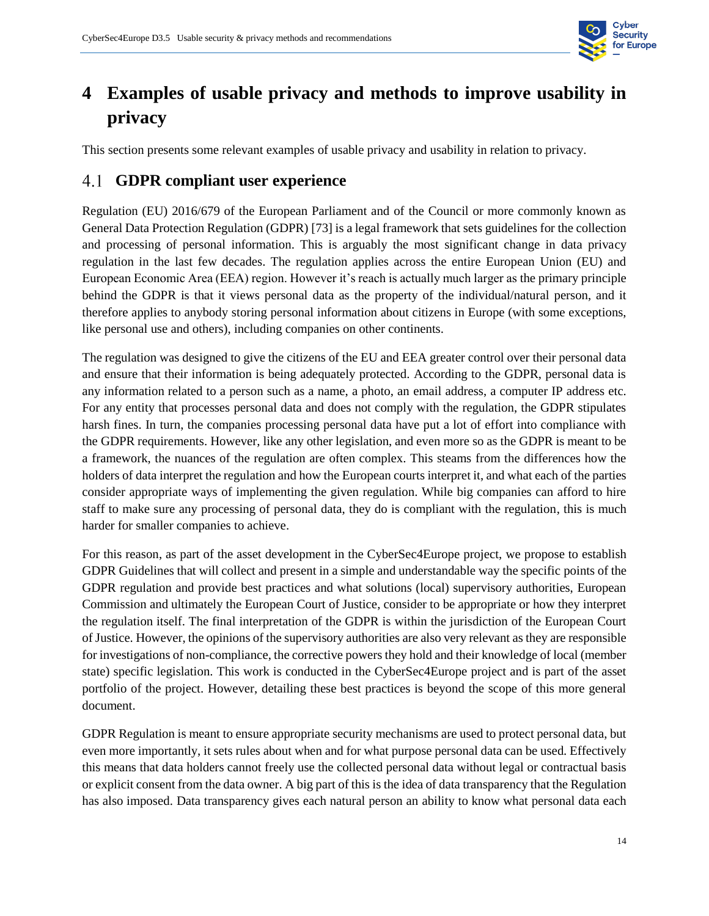# 4 Examples of usable privacy and methods to improve usability in privacy

This section presents some relevant examples of usable privacy and usability in relation to privacy.

## 4.1 GDPR compliant user experience

Regulation (EU) 2016/679 of the European Parliament and of the Council or more commonly known as General Data Protection Regulation (GDPR) [73] is a legal framework that sets guidelines for the collection and processing of personal information. This is arguably the most significant change in data privacy regulation in the last few decades. The regulation applies across the entire European Union (EU) and European Economic Area (EEA) region. However it's reach is actually much larger as the primary principle behind the GDPR is that it views personal data as the property of the individual/natural person, and it therefore applies to anybody storing personal information about citizens in Europe (with some exceptions, like personal use and others), including companies on other continents.

The regulation was designed to give the citizens of the EU and EEA greater control over their personal data and ensure that their information is being adequately protected. According to the GDPR, personal data is any information related to a person such as a name, a photo, an email address, a computer IP address etc. For any entity that processes personal data and does not comply with the regulation, the GDPR stipulates harsh fines. In turn, the companies processing personal data have put a lot of effort into compliance with the GDPR requirements. However, like any other legislation, and even more so as the GDPR is meant to be a framework, the nuances of the regulation are often complex. This steams from the differences how the holders of data interpret the regulation and how the European courts interpret it, and what each of the parties consider appropriate ways of implementing the given regulation. While big companies can afford to hire staff to make sure any processing of personal data, they do is compliant with the regulation, this is much harder for smaller companies to achieve.

For this reason, as part of the asset development in the CyberSec4Europe project, we propose to establish GDPR Guidelines that will collect and present in a simple and understandable way the specific points of the GDPR regulation and provide best practices and what solutions (local) supervisory authorities, European Commission and ultimately the European Court of Justice, consider to be appropriate or how they interpret the regulation itself. The final interpretation of the GDPR is within the jurisdiction of the European Court of Justice. However, the opinions of the supervisory authorities are also very relevant as they are responsible for investigations of non-compliance, the corrective powers they hold and their knowledge of local (member state) specific legislation. This work is conducted in the CyberSec4Europe project and is part of the asset portfolio of the project. However, detailing these best practices is beyond the scope of this more general document.

GDPR Regulation is meant to ensure appropriate security mechanisms are used to protect personal data, but even more importantly, it sets rules about when and for what purpose personal data can be used. Effectively this means that data holders cannot freely use the collected personal data without legal or contractual basis or explicit consent from the data owner. A big part of this is the idea of data transparency that the Regulation has also imposed. Data transparency gives each natural person an ability to know what personal data each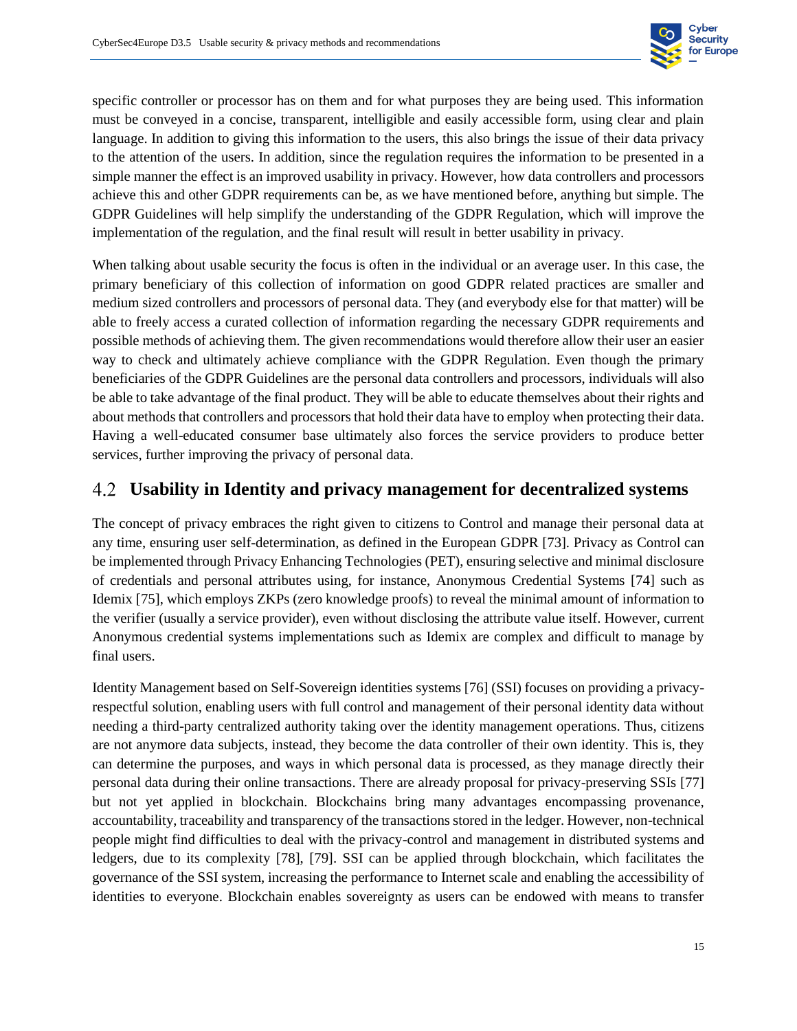specific controller or processor has on them and for what purposes they are being used. This information must be conveyed in a concise, transparent, intelligible and easily accessible form, using clear and plain language. In addition to giving this information to the users, this also brings the issue of their data privacy to the attention of the users. In addition, since the regulation requires the information to be presented in a simple manner the effect is an improved usability in privacy. However, how data controllers and processors achieve this and other GDPR requirements can be, as we have mentioned before, anything but simple. The GDPR Guidelines will help simplify the understanding of the GDPR Regulation, which will improve the implementation of the regulation, and the final result will result in better usability in privacy.

When talking about usable security the focus is often in the individual or an average user. In this case, the primary beneficiary of this collection of information on good GDPR related practices are smaller and medium sized controllers and processors of personal data. They (and everybody else for that matter) will be able to freely access a curated collection of information regarding the necessary GDPR requirements and possible methods of achieving them. The given recommendations would therefore allow their user an easier way to check and ultimately achieve compliance with the GDPR Regulation. Even though the primary beneficiaries of the GDPR Guidelines are the personal data controllers and processors, individuals will also be able to take advantage of the final product. They will be able to educate themselves about their rights and about methods that controllers and processors that hold their data have to employ when protecting their data. Having a well-educated consumer base ultimately also forces the service providers to produce better services, further improving the privacy of personal data.

## 4.2 Usability in Identity and privacy management for decentralized systems

The concept of privacy embraces the right given to citizens to Control and manage their personal data at any time, ensuring user self-determination, as defined in the European GDPR [73]. Privacy as Control can be implemented through Privacy Enhancing Technologies (PET), ensuring selective and minimal disclosure of credentials and personal attributes using, for instance, Anonymous Credential Systems [74] such as Idemix [75], which employs ZKPs (zero knowledge proofs) to reveal the minimal amount of information to the verifier (usually a service provider), even without disclosing the attribute value itself. However, current Anonymous credential systems implementations such as Idemix are complex and difficult to manage by final users.

Identity Management based on Self-Sovereign identities systems [76] (SSI) focuses on providing a privacy-respectful solution, enabling users with full control and management of their personal identity data without needing a third-party centralized authority taking over the identity management operations. Thus, citizens are not anymore data subjects, instead, they become the data controller of their own identity. This is, they can determine the purposes, and ways in which personal data is processed, as they manage directly their personal data during their online transactions. There are already proposal for privacy-preserving SSIs [77] but not yet applied in blockchain. Blockchains bring many advantages encompassing provenance, accountability, traceability and transparency of the transactions stored in the ledger. However, non-technical people might find difficulties to deal with the privacy-control and management in distributed systems and ledgers, due to its complexity [78], [79]. SSI can be applied through blockchain, which facilitates the governance of the SSI system, increasing the performance to Internet scale and enabling the accessibility of identities to everyone. Blockchain enables sovereignty as users can be endowed with means to transfer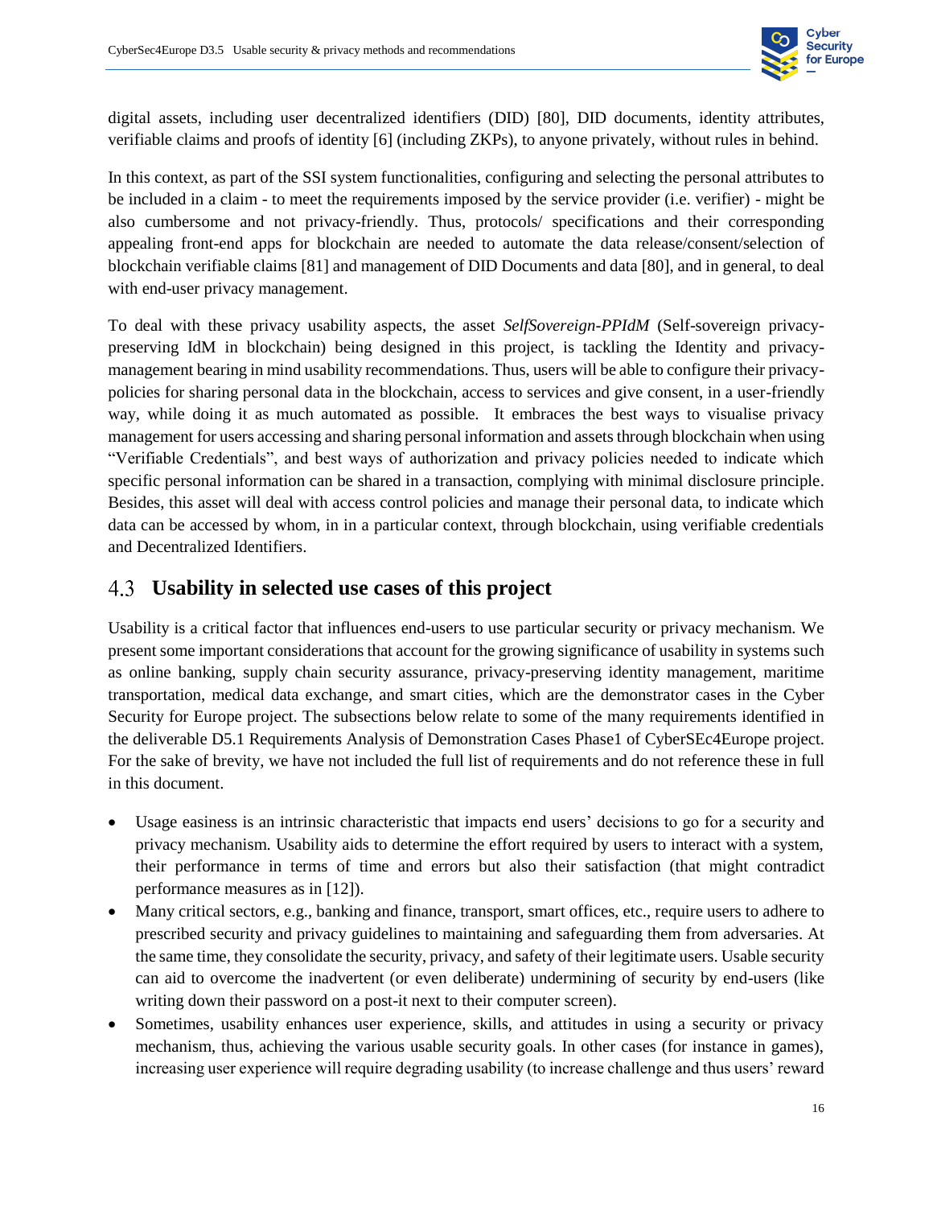digital assets, including user decentralized identifiers (DID) [80], DID documents, identity attributes, verifiable claims and proofs of identity [6] (including ZKPs), to anyone privately, without rules in behind.

In this context, as part of the SSI system functionalities, configuring and selecting the personal attributes to be included in a claim - to meet the requirements imposed by the service provider (i.e. verifier) - might be also cumbersome and not privacy-friendly. Thus, protocols/ specifications and their corresponding appealing front-end apps for blockchain are needed to automate the data release/consent/selection of blockchain verifiable claims [81] and management of DID Documents and data [80], and in general, to deal with end-user privacy management.

To deal with these privacy usability aspects, the asset *SelfSovereign-PPIdM* (Self-sovereign privacy-preserving IdM in blockchain) being designed in this project, is tackling the Identity and privacy-management bearing in mind usability recommendations. Thus, users will be able to configure their privacy-policies for sharing personal data in the blockchain, access to services and give consent, in a user-friendly way, while doing it as much automated as possible. It embraces the best ways to visualise privacy management for users accessing and sharing personal information and assets through blockchain when using "Verifiable Credentials", and best ways of authorization and privacy policies needed to indicate which specific personal information can be shared in a transaction, complying with minimal disclosure principle. Besides, this asset will deal with access control policies and manage their personal data, to indicate which data can be accessed by whom, in in a particular context, through blockchain, using verifiable credentials and Decentralized Identifiers.

## 4.3 Usability in selected use cases of this project

Usability is a critical factor that influences end-users to use particular security or privacy mechanism. We present some important considerations that account for the growing significance of usability in systems such as online banking, supply chain security assurance, privacy-preserving identity management, maritime transportation, medical data exchange, and smart cities, which are the demonstrator cases in the Cyber Security for Europe project. The subsections below relate to some of the many requirements identified in the deliverable D5.1 Requirements Analysis of Demonstration Cases Phase1 of CyberSEc4Europe project. For the sake of brevity, we have not included the full list of requirements and do not reference these in full in this document.

- Usage easiness is an intrinsic characteristic that impacts end users' decisions to go for a security and privacy mechanism. Usability aids to determine the effort required by users to interact with a system, their performance in terms of time and errors but also their satisfaction (that might contradict performance measures as in [12]).
- Many critical sectors, e.g., banking and finance, transport, smart offices, etc., require users to adhere to prescribed security and privacy guidelines to maintaining and safeguarding them from adversaries. At the same time, they consolidate the security, privacy, and safety of their legitimate users. Usable security can aid to overcome the inadvertent (or even deliberate) undermining of security by end-users (like writing down their password on a post-it next to their computer screen).
- Sometimes, usability enhances user experience, skills, and attitudes in using a security or privacy mechanism, thus, achieving the various usable security goals. In other cases (for instance in games), increasing user experience will require degrading usability (to increase challenge and thus users' reward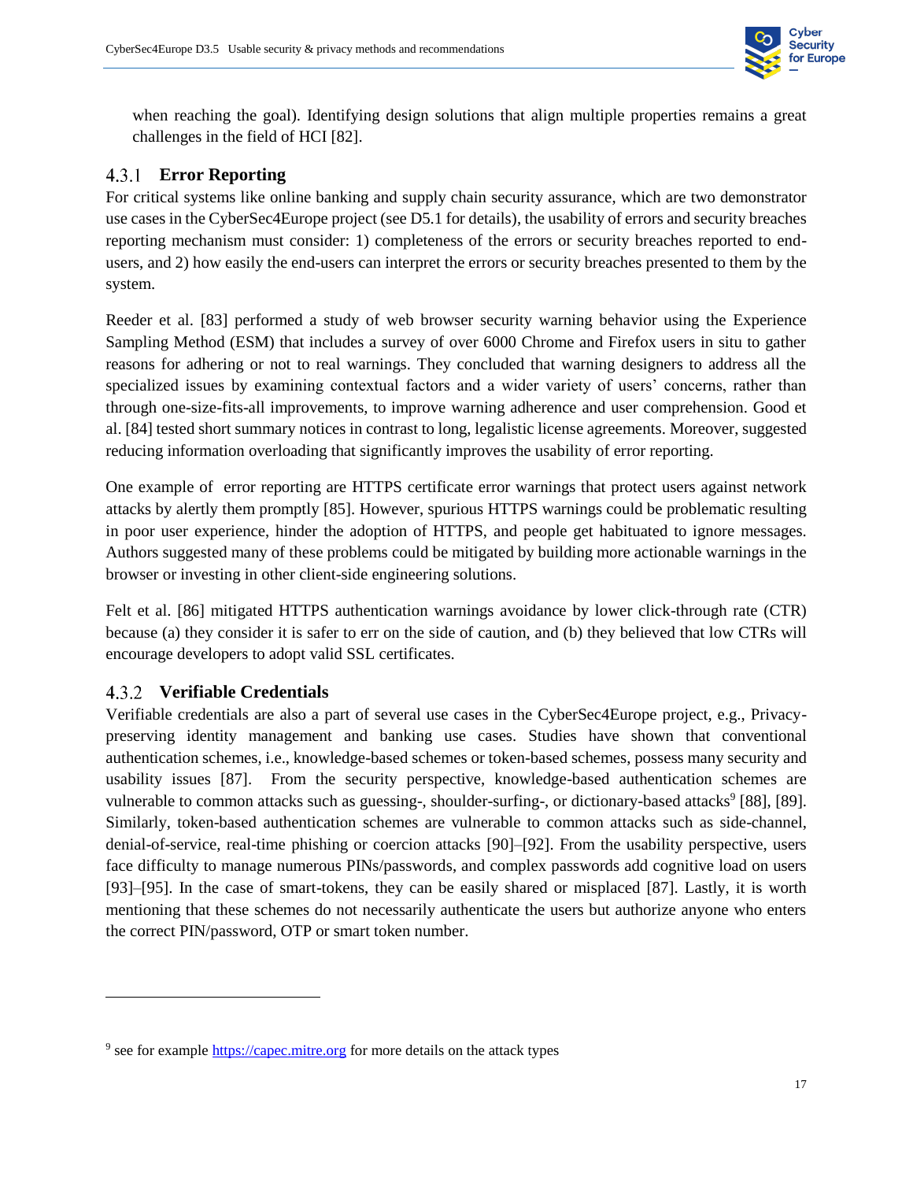when reaching the goal). Identifying design solutions that align multiple properties remains a great challenges in the field of HCI [82].

### 4.3.1 Error Reporting

For critical systems like online banking and supply chain security assurance, which are two demonstrator use cases in the CyberSec4Europe project (see D5.1 for details), the usability of errors and security breaches reporting mechanism must consider: 1) completeness of the errors or security breaches reported to end-users, and 2) how easily the end-users can interpret the errors or security breaches presented to them by the system.

Reeder et al. [83] performed a study of web browser security warning behavior using the Experience Sampling Method (ESM) that includes a survey of over 6000 Chrome and Firefox users in situ to gather reasons for adhering or not to real warnings. They concluded that warning designers to address all the specialized issues by examining contextual factors and a wider variety of users' concerns, rather than through one-size-fits-all improvements, to improve warning adherence and user comprehension. Good et al. [84] tested short summary notices in contrast to long, legalistic license agreements. Moreover, suggested reducing information overloading that significantly improves the usability of error reporting.

One example of error reporting are HTTPS certificate error warnings that protect users against network attacks by alertly them promptly [85]. However, spurious HTTPS warnings could be problematic resulting in poor user experience, hinder the adoption of HTTPS, and people get habituated to ignore messages. Authors suggested many of these problems could be mitigated by building more actionable warnings in the browser or investing in other client-side engineering solutions.

Felt et al. [86] mitigated HTTPS authentication warnings avoidance by lower click-through rate (CTR) because (a) they consider it is safer to err on the side of caution, and (b) they believed that low CTRs will encourage developers to adopt valid SSL certificates.

### 4.3.2 Verifiable Credentials

Verifiable credentials are also a part of several use cases in the CyberSec4Europe project, e.g., Privacy-preserving identity management and banking use cases. Studies have shown that conventional authentication schemes, i.e., knowledge-based schemes or token-based schemes, possess many security and usability issues [87]. From the security perspective, knowledge-based authentication schemes are vulnerable to common attacks such as guessing-, shoulder-surfing-, or dictionary-based attacks[9] [88], [89]. Similarly, token-based authentication schemes are vulnerable to common attacks such as side-channel, denial-of-service, real-time phishing or coercion attacks [90]–[92]. From the usability perspective, users face difficulty to manage numerous PINs/passwords, and complex passwords add cognitive load on users [93]–[95]. In the case of smart-tokens, they can be easily shared or misplaced [87]. Lastly, it is worth mentioning that these schemes do not necessarily authenticate the users but authorize anyone who enters the correct PIN/password, OTP or smart token number.

---

[9] see for example https://capec.mitre.org for more details on the attack types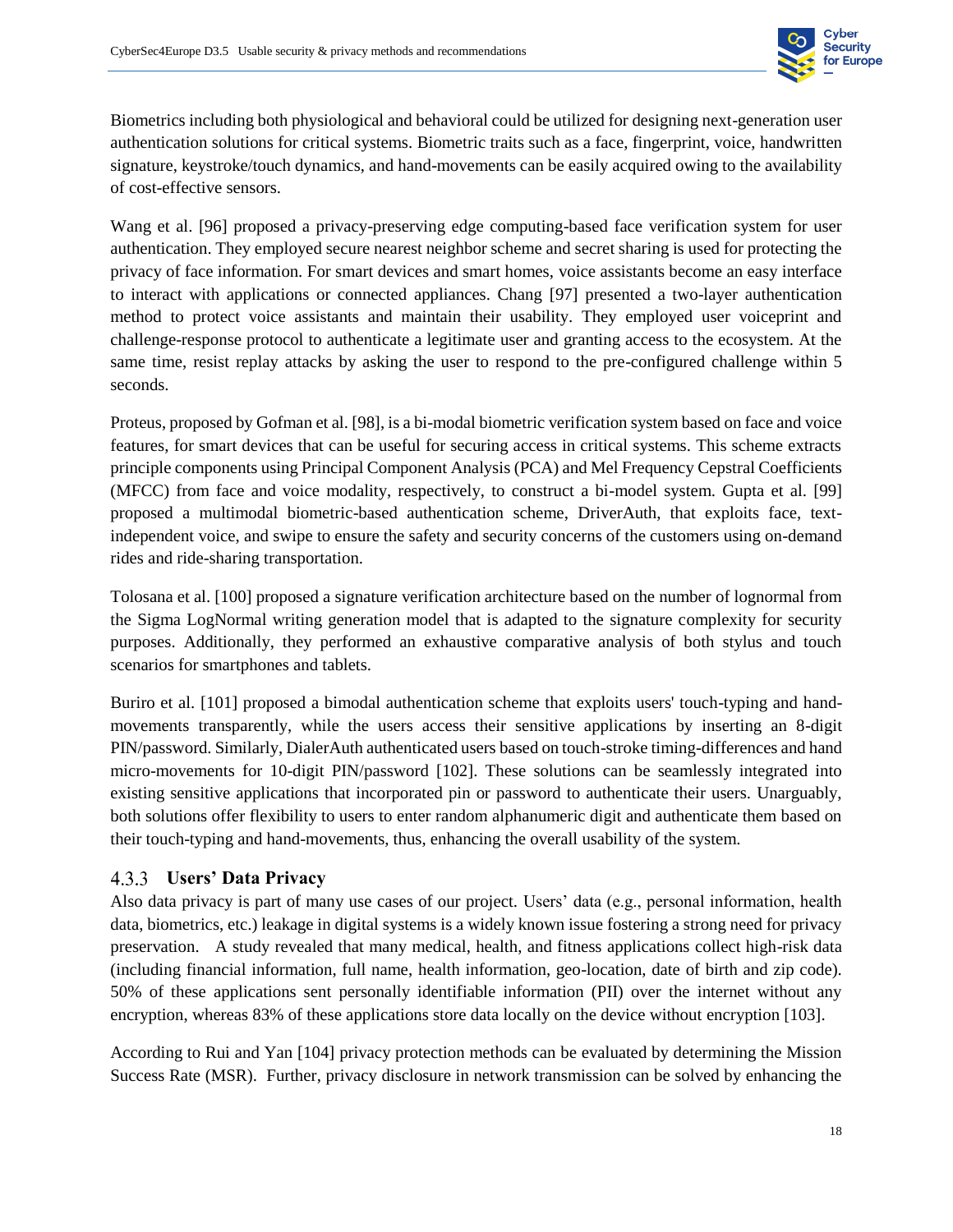Biometrics including both physiological and behavioral could be utilized for designing next-generation user authentication solutions for critical systems. Biometric traits such as a face, fingerprint, voice, handwritten signature, keystroke/touch dynamics, and hand-movements can be easily acquired owing to the availability of cost-effective sensors.

Wang et al. [96] proposed a privacy-preserving edge computing-based face verification system for user authentication. They employed secure nearest neighbor scheme and secret sharing is used for protecting the privacy of face information. For smart devices and smart homes, voice assistants become an easy interface to interact with applications or connected appliances. Chang [97] presented a two-layer authentication method to protect voice assistants and maintain their usability. They employed user voiceprint and challenge-response protocol to authenticate a legitimate user and granting access to the ecosystem. At the same time, resist replay attacks by asking the user to respond to the pre-configured challenge within 5 seconds.

Proteus, proposed by Gofman et al. [98], is a bi-modal biometric verification system based on face and voice features, for smart devices that can be useful for securing access in critical systems. This scheme extracts principle components using Principal Component Analysis (PCA) and Mel Frequency Cepstral Coefficients (MFCC) from face and voice modality, respectively, to construct a bi-model system. Gupta et al. [99] proposed a multimodal biometric-based authentication scheme, DriverAuth, that exploits face, text-independent voice, and swipe to ensure the safety and security concerns of the customers using on-demand rides and ride-sharing transportation.

Tolosana et al. [100] proposed a signature verification architecture based on the number of lognormal from the Sigma LogNormal writing generation model that is adapted to the signature complexity for security purposes. Additionally, they performed an exhaustive comparative analysis of both stylus and touch scenarios for smartphones and tablets.

Buriro et al. [101] proposed a bimodal authentication scheme that exploits users' touch-typing and hand-movements transparently, while the users access their sensitive applications by inserting an 8-digit PIN/password. Similarly, DialerAuth authenticated users based on touch-stroke timing-differences and hand micro-movements for 10-digit PIN/password [102]. These solutions can be seamlessly integrated into existing sensitive applications that incorporated pin or password to authenticate their users. Unarguably, both solutions offer flexibility to users to enter random alphanumeric digit and authenticate them based on their touch-typing and hand-movements, thus, enhancing the overall usability of the system.

### 4.3.3 Users' Data Privacy

Also data privacy is part of many use cases of our project. Users' data (e.g., personal information, health data, biometrics, etc.) leakage in digital systems is a widely known issue fostering a strong need for privacy preservation. A study revealed that many medical, health, and fitness applications collect high-risk data (including financial information, full name, health information, geo-location, date of birth and zip code). 50% of these applications sent personally identifiable information (PII) over the internet without any encryption, whereas 83% of these applications store data locally on the device without encryption [103].

According to Rui and Yan [104] privacy protection methods can be evaluated by determining the Mission Success Rate (MSR). Further, privacy disclosure in network transmission can be solved by enhancing the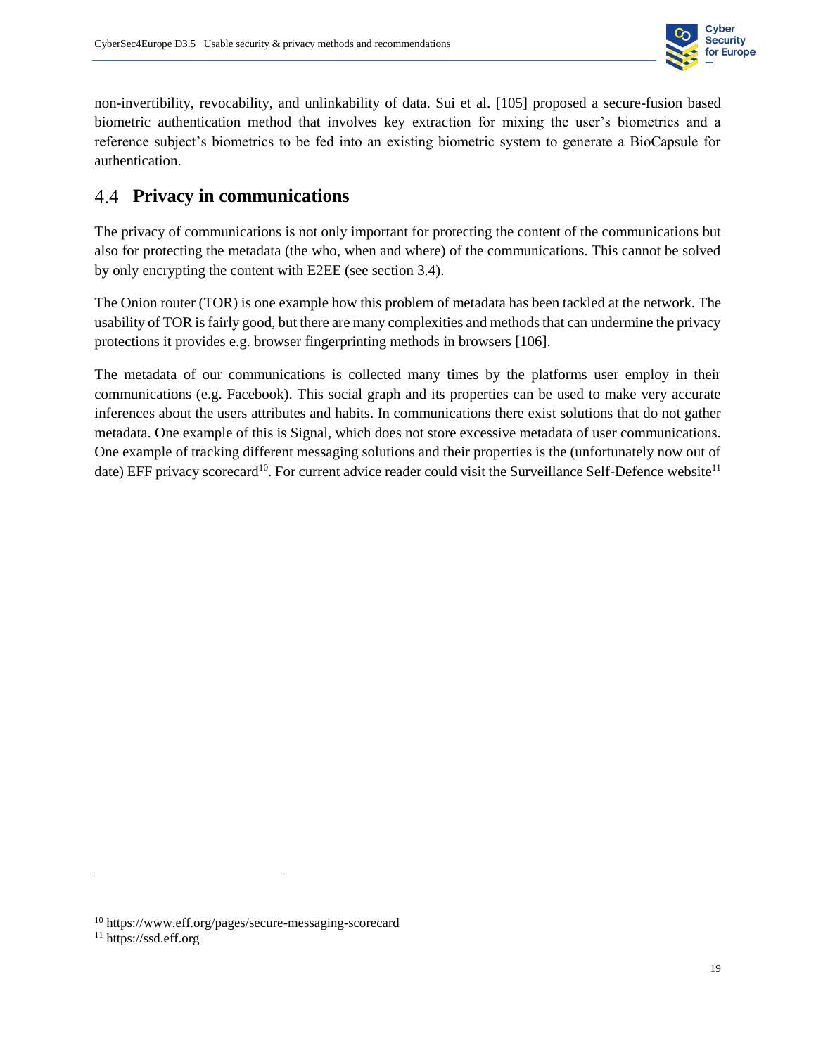non-invertibility, revocability, and unlinkability of data. Sui et al. [105] proposed a secure-fusion based biometric authentication method that involves key extraction for mixing the user's biometrics and a reference subject's biometrics to be fed into an existing biometric system to generate a BioCapsule for authentication.

## 4.4 Privacy in communications

The privacy of communications is not only important for protecting the content of the communications but also for protecting the metadata (the who, when and where) of the communications. This cannot be solved by only encrypting the content with E2EE (see section 3.4).

The Onion router (TOR) is one example how this problem of metadata has been tackled at the network. The usability of TOR is fairly good, but there are many complexities and methods that can undermine the privacy protections it provides e.g. browser fingerprinting methods in browsers [106].

The metadata of our communications is collected many times by the platforms user employ in their communications (e.g. Facebook). This social graph and its properties can be used to make very accurate inferences about the users attributes and habits. In communications there exist solutions that do not gather metadata. One example of this is Signal, which does not store excessive metadata of user communications. One example of tracking different messaging solutions and their properties is the (unfortunately now out of date) EFF privacy scorecard[10]. For current advice reader could visit the Surveillance Self-Defence website[11]

---

[10] https://www.eff.org/pages/secure-messaging-scorecard

[11] https://ssd.eff.org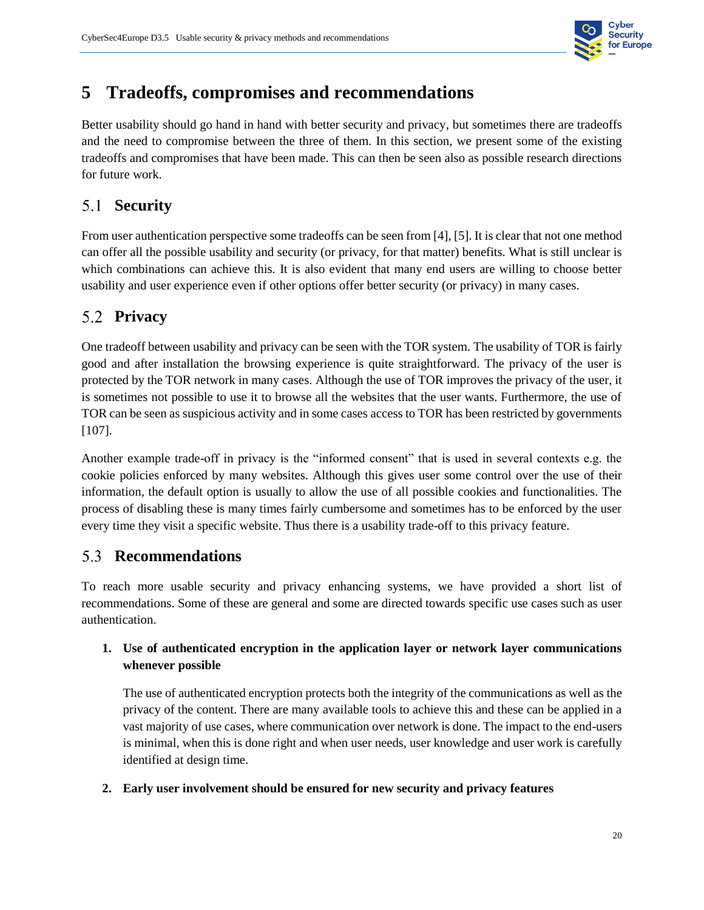# 5 Tradeoffs, compromises and recommendations

Better usability should go hand in hand with better security and privacy, but sometimes there are tradeoffs and the need to compromise between the three of them. In this section, we present some of the existing tradeoffs and compromises that have been made. This can then be seen also as possible research directions for future work.

## 5.1 Security

From user authentication perspective some tradeoffs can be seen from [4], [5]. It is clear that not one method can offer all the possible usability and security (or privacy, for that matter) benefits. What is still unclear is which combinations can achieve this. It is also evident that many end users are willing to choose better usability and user experience even if other options offer better security (or privacy) in many cases.

## 5.2 Privacy

One tradeoff between usability and privacy can be seen with the TOR system. The usability of TOR is fairly good and after installation the browsing experience is quite straightforward. The privacy of the user is protected by the TOR network in many cases. Although the use of TOR improves the privacy of the user, it is sometimes not possible to use it to browse all the websites that the user wants. Furthermore, the use of TOR can be seen as suspicious activity and in some cases access to TOR has been restricted by governments [107].

Another example trade-off in privacy is the "informed consent" that is used in several contexts e.g. the cookie policies enforced by many websites. Although this gives user some control over the use of their information, the default option is usually to allow the use of all possible cookies and functionalities. The process of disabling these is many times fairly cumbersome and sometimes has to be enforced by the user every time they visit a specific website. Thus there is a usability trade-off to this privacy feature.

## 5.3 Recommendations

To reach more usable security and privacy enhancing systems, we have provided a short list of recommendations. Some of these are general and some are directed towards specific use cases such as user authentication.

1. **Use of authenticated encryption in the application layer or network layer communications whenever possible**

   The use of authenticated encryption protects both the integrity of the communications as well as the privacy of the content. There are many available tools to achieve this and these can be applied in a vast majority of use cases, where communication over network is done. The impact to the end-users is minimal, when this is done right and when user needs, user knowledge and user work is carefully identified at design time.

2. **Early user involvement should be ensured for new security and privacy features**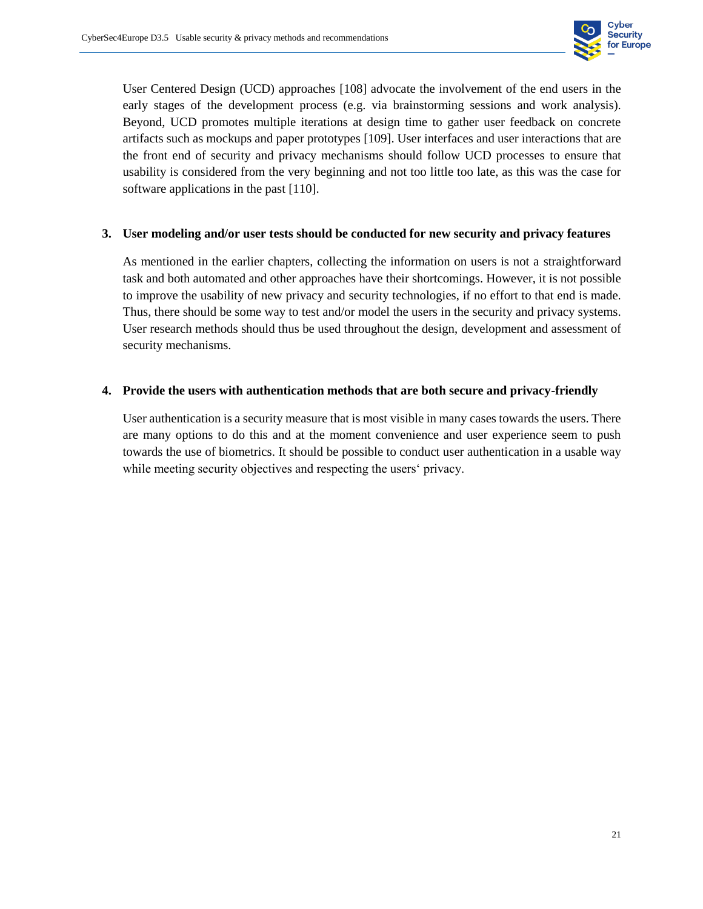User Centered Design (UCD) approaches [108] advocate the involvement of the end users in the early stages of the development process (e.g. via brainstorming sessions and work analysis). Beyond, UCD promotes multiple iterations at design time to gather user feedback on concrete artifacts such as mockups and paper prototypes [109]. User interfaces and user interactions that are the front end of security and privacy mechanisms should follow UCD processes to ensure that usability is considered from the very beginning and not too little too late, as this was the case for software applications in the past [110].

3. **User modeling and/or user tests should be conducted for new security and privacy features**

   As mentioned in the earlier chapters, collecting the information on users is not a straightforward task and both automated and other approaches have their shortcomings. However, it is not possible to improve the usability of new privacy and security technologies, if no effort to that end is made. Thus, there should be some way to test and/or model the users in the security and privacy systems. User research methods should thus be used throughout the design, development and assessment of security mechanisms.

4. **Provide the users with authentication methods that are both secure and privacy-friendly**

   User authentication is a security measure that is most visible in many cases towards the users. There are many options to do this and at the moment convenience and user experience seem to push towards the use of biometrics. It should be possible to conduct user authentication in a usable way while meeting security objectives and respecting the users‘ privacy.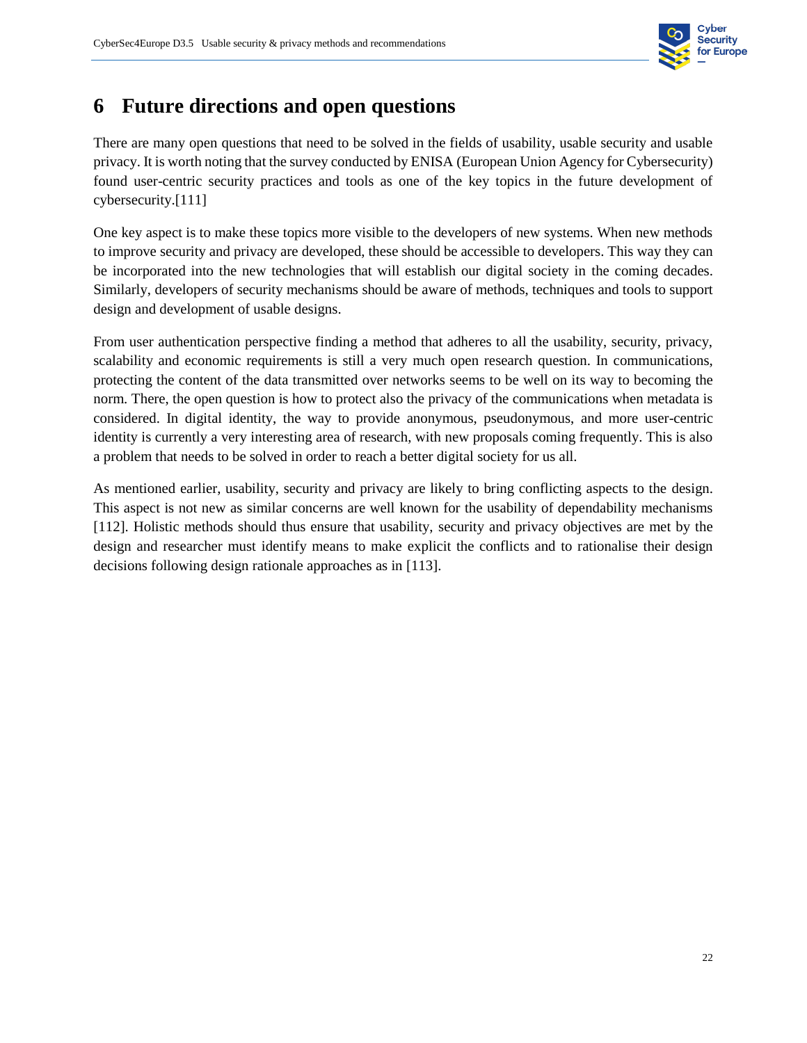# 6 Future directions and open questions

There are many open questions that need to be solved in the fields of usability, usable security and usable privacy. It is worth noting that the survey conducted by ENISA (European Union Agency for Cybersecurity) found user-centric security practices and tools as one of the key topics in the future development of cybersecurity.[111]

One key aspect is to make these topics more visible to the developers of new systems. When new methods to improve security and privacy are developed, these should be accessible to developers. This way they can be incorporated into the new technologies that will establish our digital society in the coming decades. Similarly, developers of security mechanisms should be aware of methods, techniques and tools to support design and development of usable designs.

From user authentication perspective finding a method that adheres to all the usability, security, privacy, scalability and economic requirements is still a very much open research question. In communications, protecting the content of the data transmitted over networks seems to be well on its way to becoming the norm. There, the open question is how to protect also the privacy of the communications when metadata is considered. In digital identity, the way to provide anonymous, pseudonymous, and more user-centric identity is currently a very interesting area of research, with new proposals coming frequently. This is also a problem that needs to be solved in order to reach a better digital society for us all.

As mentioned earlier, usability, security and privacy are likely to bring conflicting aspects to the design. This aspect is not new as similar concerns are well known for the usability of dependability mechanisms [112]. Holistic methods should thus ensure that usability, security and privacy objectives are met by the design and researcher must identify means to make explicit the conflicts and to rationalise their design decisions following design rationale approaches as in [113].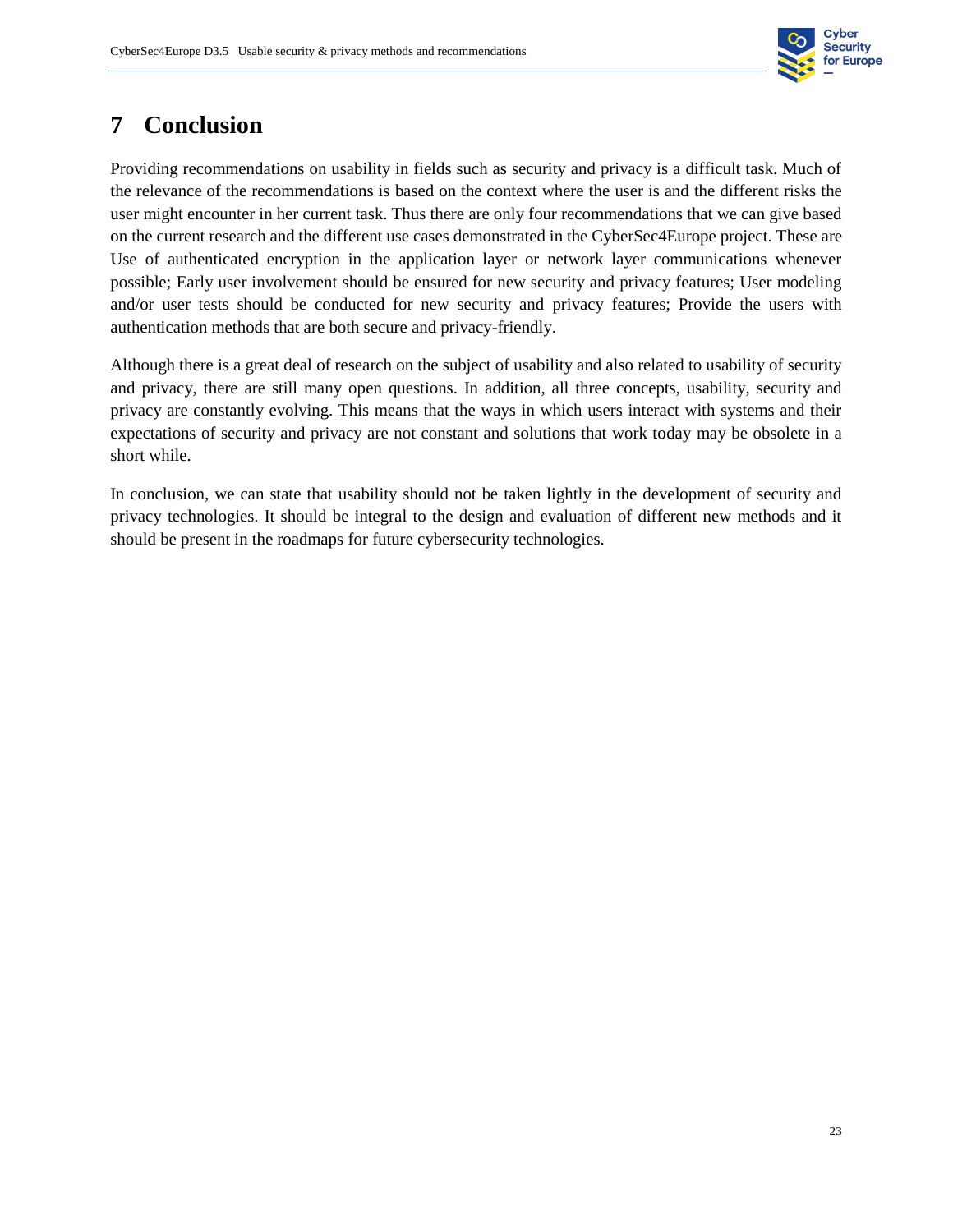# 7 Conclusion

Providing recommendations on usability in fields such as security and privacy is a difficult task. Much of the relevance of the recommendations is based on the context where the user is and the different risks the user might encounter in her current task. Thus there are only four recommendations that we can give based on the current research and the different use cases demonstrated in the CyberSec4Europe project. These are Use of authenticated encryption in the application layer or network layer communications whenever possible; Early user involvement should be ensured for new security and privacy features; User modeling and/or user tests should be conducted for new security and privacy features; Provide the users with authentication methods that are both secure and privacy-friendly.

Although there is a great deal of research on the subject of usability and also related to usability of security and privacy, there are still many open questions. In addition, all three concepts, usability, security and privacy are constantly evolving. This means that the ways in which users interact with systems and their expectations of security and privacy are not constant and solutions that work today may be obsolete in a short while.

In conclusion, we can state that usability should not be taken lightly in the development of security and privacy technologies. It should be integral to the design and evaluation of different new methods and it should be present in the roadmaps for future cybersecurity technologies.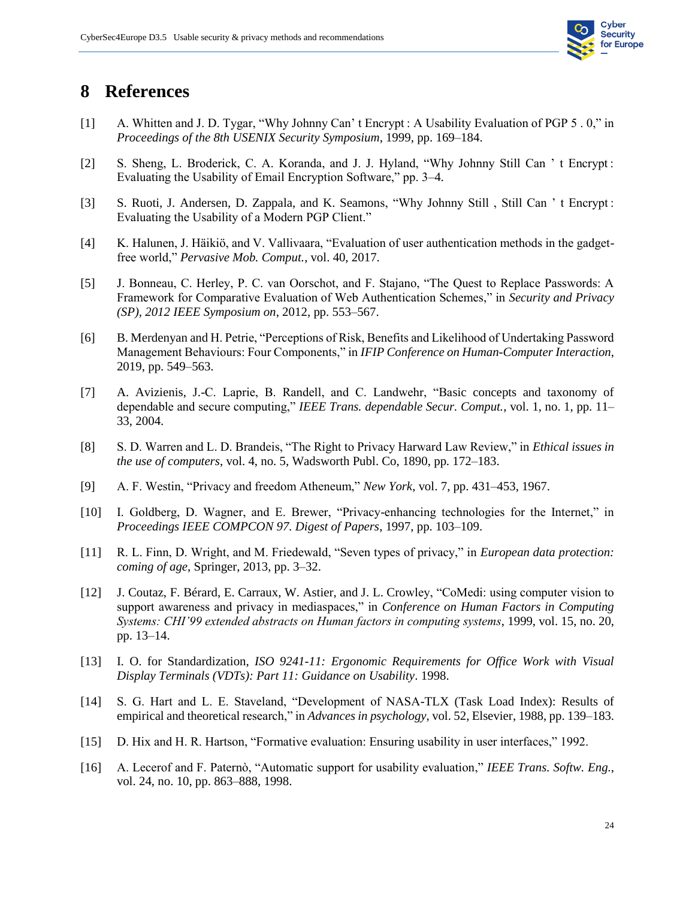# 8 References

[1] A. Whitten and J. D. Tygar, "Why Johnny Can' t Encrypt : A Usability Evaluation of PGP 5 . 0," in *Proceedings of the 8th USENIX Security Symposium*, 1999, pp. 169–184.

[2] S. Sheng, L. Broderick, C. A. Koranda, and J. J. Hyland, "Why Johnny Still Can ' t Encrypt : Evaluating the Usability of Email Encryption Software," pp. 3–4.

[3] S. Ruoti, J. Andersen, D. Zappala, and K. Seamons, "Why Johnny Still , Still Can ' t Encrypt : Evaluating the Usability of a Modern PGP Client."

[4] K. Halunen, J. Häikiö, and V. Vallivaara, "Evaluation of user authentication methods in the gadget-free world," *Pervasive Mob. Comput.*, vol. 40, 2017.

[5] J. Bonneau, C. Herley, P. C. van Oorschot, and F. Stajano, "The Quest to Replace Passwords: A Framework for Comparative Evaluation of Web Authentication Schemes," in *Security and Privacy (SP), 2012 IEEE Symposium on*, 2012, pp. 553–567.

[6] B. Merdenyan and H. Petrie, "Perceptions of Risk, Benefits and Likelihood of Undertaking Password Management Behaviours: Four Components," in *IFIP Conference on Human-Computer Interaction*, 2019, pp. 549–563.

[7] A. Avizienis, J.-C. Laprie, B. Randell, and C. Landwehr, "Basic concepts and taxonomy of dependable and secure computing," *IEEE Trans. dependable Secur. Comput.*, vol. 1, no. 1, pp. 11–33, 2004.

[8] S. D. Warren and L. D. Brandeis, "The Right to Privacy Harward Law Review," in *Ethical issues in the use of computers*, vol. 4, no. 5, Wadsworth Publ. Co, 1890, pp. 172–183.

[9] A. F. Westin, "Privacy and freedom Atheneum," *New York*, vol. 7, pp. 431–453, 1967.

[10] I. Goldberg, D. Wagner, and E. Brewer, "Privacy-enhancing technologies for the Internet," in *Proceedings IEEE COMPCON 97. Digest of Papers*, 1997, pp. 103–109.

[11] R. L. Finn, D. Wright, and M. Friedewald, "Seven types of privacy," in *European data protection: coming of age*, Springer, 2013, pp. 3–32.

[12] J. Coutaz, F. Bérard, E. Carraux, W. Astier, and J. L. Crowley, "CoMedi: using computer vision to support awareness and privacy in mediaspaces," in *Conference on Human Factors in Computing Systems: CHI'99 extended abstracts on Human factors in computing systems*, 1999, vol. 15, no. 20, pp. 13–14.

[13] I. O. for Standardization, *ISO 9241-11: Ergonomic Requirements for Office Work with Visual Display Terminals (VDTs): Part 11: Guidance on Usability*. 1998.

[14] S. G. Hart and L. E. Staveland, "Development of NASA-TLX (Task Load Index): Results of empirical and theoretical research," in *Advances in psychology*, vol. 52, Elsevier, 1988, pp. 139–183.

[15] D. Hix and H. R. Hartson, "Formative evaluation: Ensuring usability in user interfaces," 1992.

[16] A. Lecerof and F. Paternò, "Automatic support for usability evaluation," *IEEE Trans. Softw. Eng.*, vol. 24, no. 10, pp. 863–888, 1998.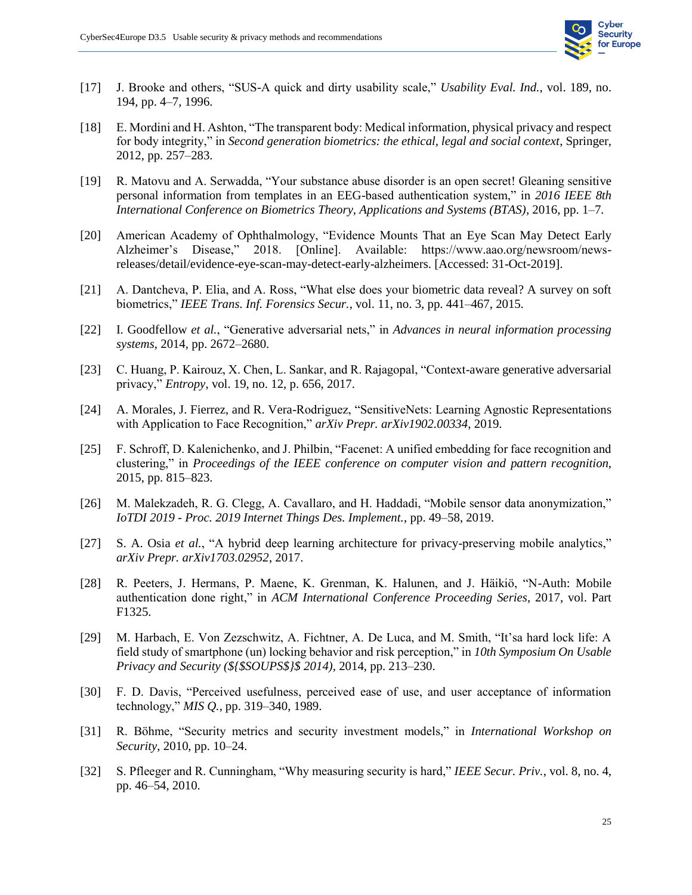[17] J. Brooke and others, "SUS-A quick and dirty usability scale," *Usability Eval. Ind.*, vol. 189, no. 194, pp. 4–7, 1996.

[18] E. Mordini and H. Ashton, "The transparent body: Medical information, physical privacy and respect for body integrity," in *Second generation biometrics: the ethical, legal and social context*, Springer, 2012, pp. 257–283.

[19] R. Matovu and A. Serwadda, "Your substance abuse disorder is an open secret! Gleaning sensitive personal information from templates in an EEG-based authentication system," in *2016 IEEE 8th International Conference on Biometrics Theory, Applications and Systems (BTAS)*, 2016, pp. 1–7.

[20] American Academy of Ophthalmology, "Evidence Mounts That an Eye Scan May Detect Early Alzheimer's Disease," 2018. [Online]. Available: https://www.aao.org/newsroom/news-releases/detail/evidence-eye-scan-may-detect-early-alzheimers. [Accessed: 31-Oct-2019].

[21] A. Dantcheva, P. Elia, and A. Ross, "What else does your biometric data reveal? A survey on soft biometrics," *IEEE Trans. Inf. Forensics Secur.*, vol. 11, no. 3, pp. 441–467, 2015.

[22] I. Goodfellow *et al.*, "Generative adversarial nets," in *Advances in neural information processing systems*, 2014, pp. 2672–2680.

[23] C. Huang, P. Kairouz, X. Chen, L. Sankar, and R. Rajagopal, "Context-aware generative adversarial privacy," *Entropy*, vol. 19, no. 12, p. 656, 2017.

[24] A. Morales, J. Fierrez, and R. Vera-Rodriguez, "SensitiveNets: Learning Agnostic Representations with Application to Face Recognition," *arXiv Prepr. arXiv1902.00334*, 2019.

[25] F. Schroff, D. Kalenichenko, and J. Philbin, "Facenet: A unified embedding for face recognition and clustering," in *Proceedings of the IEEE conference on computer vision and pattern recognition*, 2015, pp. 815–823.

[26] M. Malekzadeh, R. G. Clegg, A. Cavallaro, and H. Haddadi, "Mobile sensor data anonymization," *IoTDI 2019 - Proc. 2019 Internet Things Des. Implement.*, pp. 49–58, 2019.

[27] S. A. Osia *et al.*, "A hybrid deep learning architecture for privacy-preserving mobile analytics," *arXiv Prepr. arXiv1703.02952*, 2017.

[28] R. Peeters, J. Hermans, P. Maene, K. Grenman, K. Halunen, and J. Häikiö, "N-Auth: Mobile authentication done right," in *ACM International Conference Proceeding Series*, 2017, vol. Part F1325.

[29] M. Harbach, E. Von Zezschwitz, A. Fichtner, A. De Luca, and M. Smith, "It'sa hard lock life: A field study of smartphone (un) locking behavior and risk perception," in *10th Symposium On Usable Privacy and Security (${$SOUPS$}$ 2014)*, 2014, pp. 213–230.

[30] F. D. Davis, "Perceived usefulness, perceived ease of use, and user acceptance of information technology," *MIS Q.*, pp. 319–340, 1989.

[31] R. Böhme, "Security metrics and security investment models," in *International Workshop on Security*, 2010, pp. 10–24.

[32] S. Pfleeger and R. Cunningham, "Why measuring security is hard," *IEEE Secur. Priv.*, vol. 8, no. 4, pp. 46–54, 2010.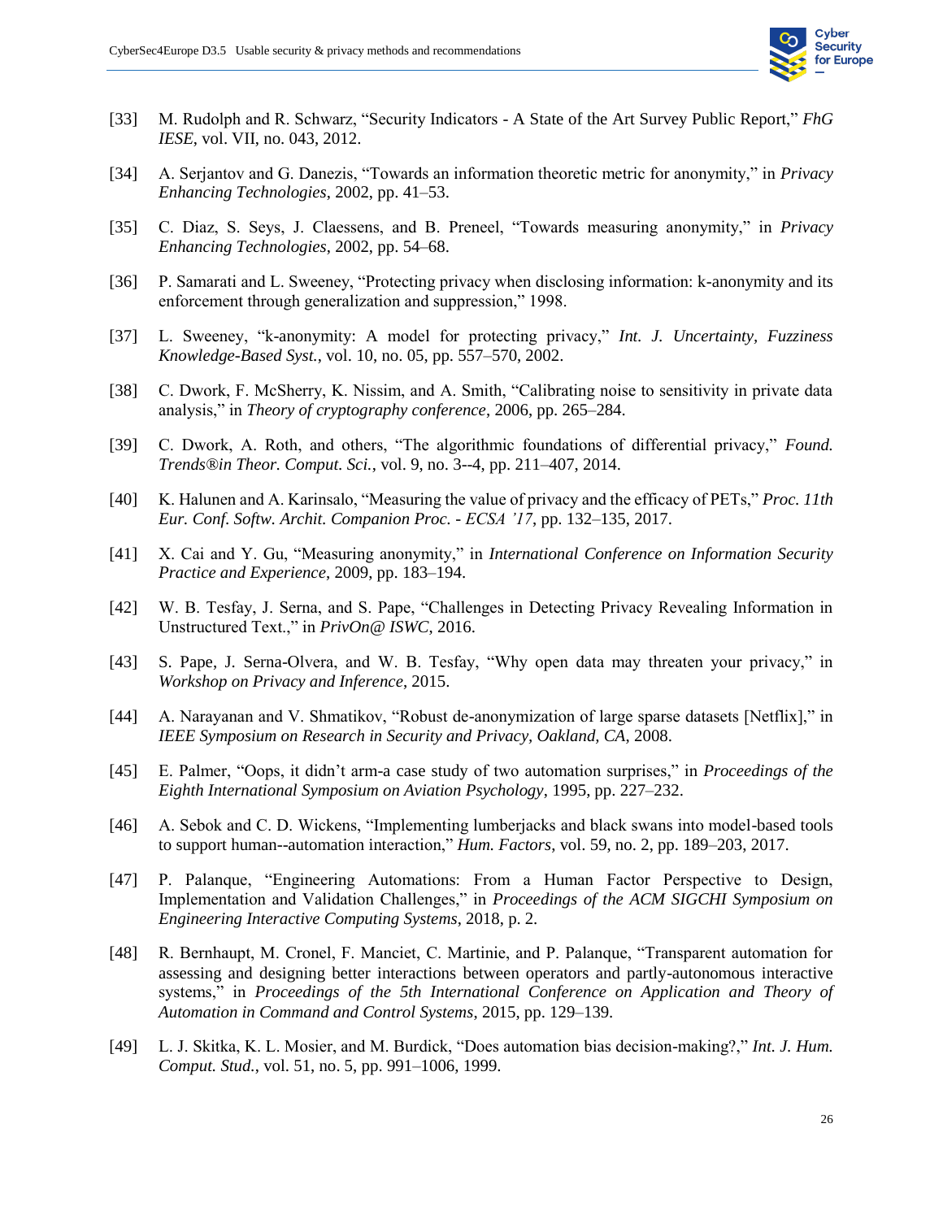[33] M. Rudolph and R. Schwarz, “Security Indicators - A State of the Art Survey Public Report,” *FhG IESE*, vol. VII, no. 043, 2012.

[34] A. Serjantov and G. Danezis, “Towards an information theoretic metric for anonymity,” in *Privacy Enhancing Technologies*, 2002, pp. 41–53.

[35] C. Diaz, S. Seys, J. Claessens, and B. Preneel, “Towards measuring anonymity,” in *Privacy Enhancing Technologies*, 2002, pp. 54–68.

[36] P. Samarati and L. Sweeney, “Protecting privacy when disclosing information: k-anonymity and its enforcement through generalization and suppression,” 1998.

[37] L. Sweeney, “k-anonymity: A model for protecting privacy,” *Int. J. Uncertainty, Fuzziness Knowledge-Based Syst.*, vol. 10, no. 05, pp. 557–570, 2002.

[38] C. Dwork, F. McSherry, K. Nissim, and A. Smith, “Calibrating noise to sensitivity in private data analysis,” in *Theory of cryptography conference*, 2006, pp. 265–284.

[39] C. Dwork, A. Roth, and others, “The algorithmic foundations of differential privacy,” *Found. Trends®in Theor. Comput. Sci.*, vol. 9, no. 3--4, pp. 211–407, 2014.

[40] K. Halunen and A. Karinsalo, “Measuring the value of privacy and the efficacy of PETs,” *Proc. 11th Eur. Conf. Softw. Archit. Companion Proc. - ECSA ’17*, pp. 132–135, 2017.

[41] X. Cai and Y. Gu, “Measuring anonymity,” in *International Conference on Information Security Practice and Experience*, 2009, pp. 183–194.

[42] W. B. Tesfay, J. Serna, and S. Pape, “Challenges in Detecting Privacy Revealing Information in Unstructured Text.,” in *PrivOn@ ISWC*, 2016.

[43] S. Pape, J. Serna-Olvera, and W. B. Tesfay, “Why open data may threaten your privacy,” in *Workshop on Privacy and Inference*, 2015.

[44] A. Narayanan and V. Shmatikov, “Robust de-anonymization of large sparse datasets [Netflix],” in *IEEE Symposium on Research in Security and Privacy, Oakland, CA*, 2008.

[45] E. Palmer, “Oops, it didn’t arm-a case study of two automation surprises,” in *Proceedings of the Eighth International Symposium on Aviation Psychology*, 1995, pp. 227–232.

[46] A. Sebok and C. D. Wickens, “Implementing lumberjacks and black swans into model-based tools to support human--automation interaction,” *Hum. Factors*, vol. 59, no. 2, pp. 189–203, 2017.

[47] P. Palanque, “Engineering Automations: From a Human Factor Perspective to Design, Implementation and Validation Challenges,” in *Proceedings of the ACM SIGCHI Symposium on Engineering Interactive Computing Systems*, 2018, p. 2.

[48] R. Bernhaupt, M. Cronel, F. Manciet, C. Martinie, and P. Palanque, “Transparent automation for assessing and designing better interactions between operators and partly-autonomous interactive systems,” in *Proceedings of the 5th International Conference on Application and Theory of Automation in Command and Control Systems*, 2015, pp. 129–139.

[49] L. J. Skitka, K. L. Mosier, and M. Burdick, “Does automation bias decision-making?,” *Int. J. Hum. Comput. Stud.*, vol. 51, no. 5, pp. 991–1006, 1999.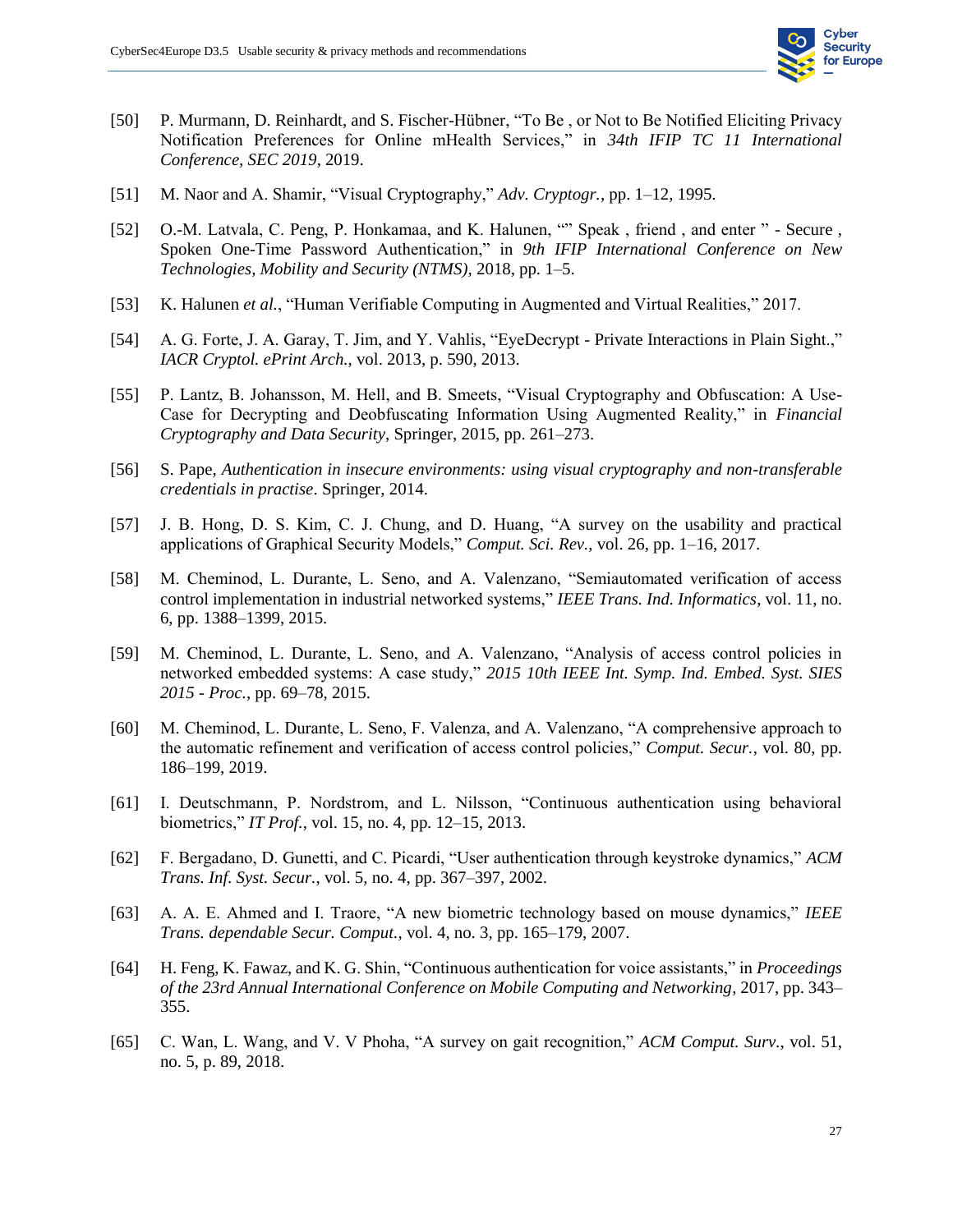[50] P. Murmann, D. Reinhardt, and S. Fischer-Hübner, "To Be , or Not to Be Notified Eliciting Privacy Notification Preferences for Online mHealth Services," in *34th IFIP TC 11 International Conference, SEC 2019*, 2019.

[51] M. Naor and A. Shamir, "Visual Cryptography," *Adv. Cryptogr.*, pp. 1–12, 1995.

[52] O.-M. Latvala, C. Peng, P. Honkamaa, and K. Halunen, "" Speak , friend , and enter " - Secure , Spoken One-Time Password Authentication," in *9th IFIP International Conference on New Technologies, Mobility and Security (NTMS)*, 2018, pp. 1–5.

[53] K. Halunen *et al.*, "Human Verifiable Computing in Augmented and Virtual Realities," 2017.

[54] A. G. Forte, J. A. Garay, T. Jim, and Y. Vahlis, "EyeDecrypt - Private Interactions in Plain Sight.," *IACR Cryptol. ePrint Arch.*, vol. 2013, p. 590, 2013.

[55] P. Lantz, B. Johansson, M. Hell, and B. Smeets, "Visual Cryptography and Obfuscation: A Use-Case for Decrypting and Deobfuscating Information Using Augmented Reality," in *Financial Cryptography and Data Security*, Springer, 2015, pp. 261–273.

[56] S. Pape, *Authentication in insecure environments: using visual cryptography and non-transferable credentials in practise*. Springer, 2014.

[57] J. B. Hong, D. S. Kim, C. J. Chung, and D. Huang, "A survey on the usability and practical applications of Graphical Security Models," *Comput. Sci. Rev.*, vol. 26, pp. 1–16, 2017.

[58] M. Cheminod, L. Durante, L. Seno, and A. Valenzano, "Semiautomated verification of access control implementation in industrial networked systems," *IEEE Trans. Ind. Informatics*, vol. 11, no. 6, pp. 1388–1399, 2015.

[59] M. Cheminod, L. Durante, L. Seno, and A. Valenzano, "Analysis of access control policies in networked embedded systems: A case study," *2015 10th IEEE Int. Symp. Ind. Embed. Syst. SIES 2015 - Proc.*, pp. 69–78, 2015.

[60] M. Cheminod, L. Durante, L. Seno, F. Valenza, and A. Valenzano, "A comprehensive approach to the automatic refinement and verification of access control policies," *Comput. Secur.*, vol. 80, pp. 186–199, 2019.

[61] I. Deutschmann, P. Nordstrom, and L. Nilsson, "Continuous authentication using behavioral biometrics," *IT Prof.*, vol. 15, no. 4, pp. 12–15, 2013.

[62] F. Bergadano, D. Gunetti, and C. Picardi, "User authentication through keystroke dynamics," *ACM Trans. Inf. Syst. Secur.*, vol. 5, no. 4, pp. 367–397, 2002.

[63] A. A. E. Ahmed and I. Traore, "A new biometric technology based on mouse dynamics," *IEEE Trans. dependable Secur. Comput.*, vol. 4, no. 3, pp. 165–179, 2007.

[64] H. Feng, K. Fawaz, and K. G. Shin, "Continuous authentication for voice assistants," in *Proceedings of the 23rd Annual International Conference on Mobile Computing and Networking*, 2017, pp. 343–355.

[65] C. Wan, L. Wang, and V. V Phoha, "A survey on gait recognition," *ACM Comput. Surv.*, vol. 51, no. 5, p. 89, 2018.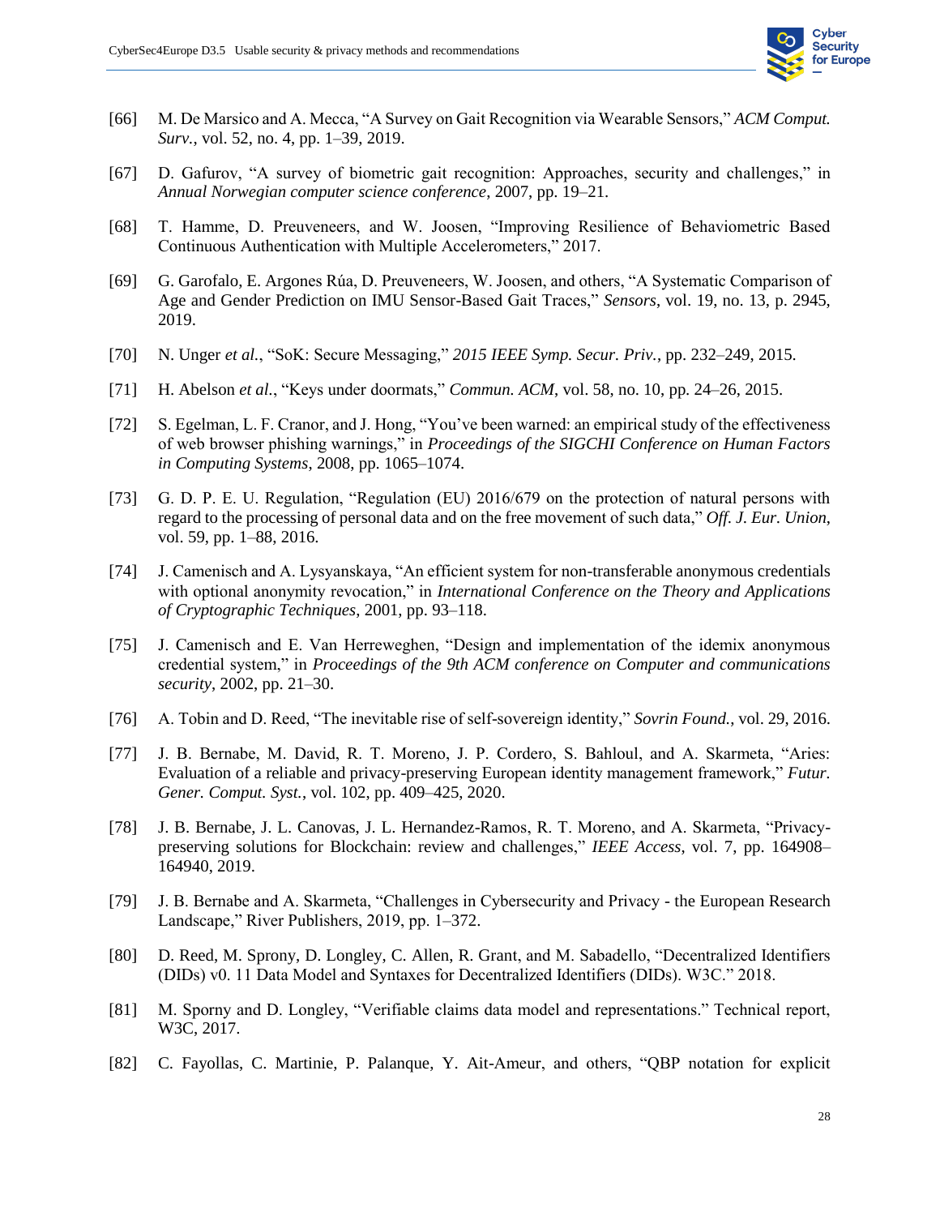[66] M. De Marsico and A. Mecca, "A Survey on Gait Recognition via Wearable Sensors," *ACM Comput. Surv.*, vol. 52, no. 4, pp. 1–39, 2019.

[67] D. Gafurov, "A survey of biometric gait recognition: Approaches, security and challenges," in *Annual Norwegian computer science conference*, 2007, pp. 19–21.

[68] T. Hamme, D. Preuveneers, and W. Joosen, "Improving Resilience of Behaviometric Based Continuous Authentication with Multiple Accelerometers," 2017.

[69] G. Garofalo, E. Argones Rúa, D. Preuveneers, W. Joosen, and others, "A Systematic Comparison of Age and Gender Prediction on IMU Sensor-Based Gait Traces," *Sensors*, vol. 19, no. 13, p. 2945, 2019.

[70] N. Unger *et al.*, "SoK: Secure Messaging," *2015 IEEE Symp. Secur. Priv.*, pp. 232–249, 2015.

[71] H. Abelson *et al.*, "Keys under doormats," *Commun. ACM*, vol. 58, no. 10, pp. 24–26, 2015.

[72] S. Egelman, L. F. Cranor, and J. Hong, "You've been warned: an empirical study of the effectiveness of web browser phishing warnings," in *Proceedings of the SIGCHI Conference on Human Factors in Computing Systems*, 2008, pp. 1065–1074.

[73] G. D. P. E. U. Regulation, "Regulation (EU) 2016/679 on the protection of natural persons with regard to the processing of personal data and on the free movement of such data," *Off. J. Eur. Union*, vol. 59, pp. 1–88, 2016.

[74] J. Camenisch and A. Lysyanskaya, "An efficient system for non-transferable anonymous credentials with optional anonymity revocation," in *International Conference on the Theory and Applications of Cryptographic Techniques*, 2001, pp. 93–118.

[75] J. Camenisch and E. Van Herreweghen, "Design and implementation of the idemix anonymous credential system," in *Proceedings of the 9th ACM conference on Computer and communications security*, 2002, pp. 21–30.

[76] A. Tobin and D. Reed, "The inevitable rise of self-sovereign identity," *Sovrin Found.*, vol. 29, 2016.

[77] J. B. Bernabe, M. David, R. T. Moreno, J. P. Cordero, S. Bahloul, and A. Skarmeta, "Aries: Evaluation of a reliable and privacy-preserving European identity management framework," *Futur. Gener. Comput. Syst.*, vol. 102, pp. 409–425, 2020.

[78] J. B. Bernabe, J. L. Canovas, J. L. Hernandez-Ramos, R. T. Moreno, and A. Skarmeta, "Privacy-preserving solutions for Blockchain: review and challenges," *IEEE Access*, vol. 7, pp. 164908–164940, 2019.

[79] J. B. Bernabe and A. Skarmeta, "Challenges in Cybersecurity and Privacy - the European Research Landscape," River Publishers, 2019, pp. 1–372.

[80] D. Reed, M. Sprony, D. Longley, C. Allen, R. Grant, and M. Sabadello, "Decentralized Identifiers (DIDs) v0. 11 Data Model and Syntaxes for Decentralized Identifiers (DIDs). W3C." 2018.

[81] M. Sporny and D. Longley, "Verifiable claims data model and representations." Technical report, W3C, 2017.

[82] C. Fayollas, C. Martinie, P. Palanque, Y. Ait-Ameur, and others, "QBP notation for explicit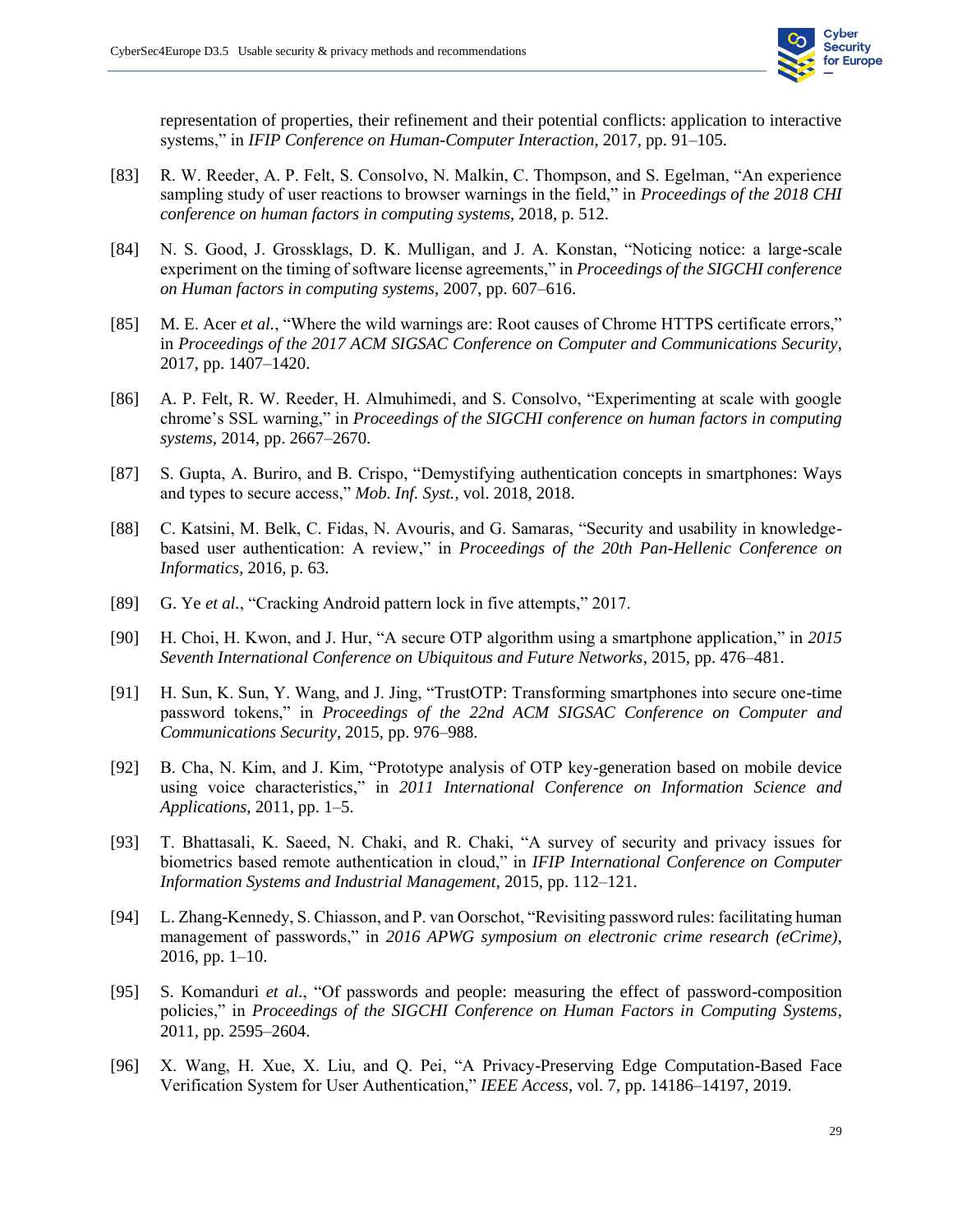representation of properties, their refinement and their potential conflicts: application to interactive systems," in *IFIP Conference on Human-Computer Interaction*, 2017, pp. 91–105.

[83] R. W. Reeder, A. P. Felt, S. Consolvo, N. Malkin, C. Thompson, and S. Egelman, "An experience sampling study of user reactions to browser warnings in the field," in *Proceedings of the 2018 CHI conference on human factors in computing systems*, 2018, p. 512.

[84] N. S. Good, J. Grossklags, D. K. Mulligan, and J. A. Konstan, "Noticing notice: a large-scale experiment on the timing of software license agreements," in *Proceedings of the SIGCHI conference on Human factors in computing systems*, 2007, pp. 607–616.

[85] M. E. Acer *et al.*, "Where the wild warnings are: Root causes of Chrome HTTPS certificate errors," in *Proceedings of the 2017 ACM SIGSAC Conference on Computer and Communications Security*, 2017, pp. 1407–1420.

[86] A. P. Felt, R. W. Reeder, H. Almuhimedi, and S. Consolvo, "Experimenting at scale with google chrome's SSL warning," in *Proceedings of the SIGCHI conference on human factors in computing systems*, 2014, pp. 2667–2670.

[87] S. Gupta, A. Buriro, and B. Crispo, "Demystifying authentication concepts in smartphones: Ways and types to secure access," *Mob. Inf. Syst.*, vol. 2018, 2018.

[88] C. Katsini, M. Belk, C. Fidas, N. Avouris, and G. Samaras, "Security and usability in knowledge-based user authentication: A review," in *Proceedings of the 20th Pan-Hellenic Conference on Informatics*, 2016, p. 63.

[89] G. Ye *et al.*, "Cracking Android pattern lock in five attempts," 2017.

[90] H. Choi, H. Kwon, and J. Hur, "A secure OTP algorithm using a smartphone application," in *2015 Seventh International Conference on Ubiquitous and Future Networks*, 2015, pp. 476–481.

[91] H. Sun, K. Sun, Y. Wang, and J. Jing, "TrustOTP: Transforming smartphones into secure one-time password tokens," in *Proceedings of the 22nd ACM SIGSAC Conference on Computer and Communications Security*, 2015, pp. 976–988.

[92] B. Cha, N. Kim, and J. Kim, "Prototype analysis of OTP key-generation based on mobile device using voice characteristics," in *2011 International Conference on Information Science and Applications*, 2011, pp. 1–5.

[93] T. Bhattasali, K. Saeed, N. Chaki, and R. Chaki, "A survey of security and privacy issues for biometrics based remote authentication in cloud," in *IFIP International Conference on Computer Information Systems and Industrial Management*, 2015, pp. 112–121.

[94] L. Zhang-Kennedy, S. Chiasson, and P. van Oorschot, "Revisiting password rules: facilitating human management of passwords," in *2016 APWG symposium on electronic crime research (eCrime)*, 2016, pp. 1–10.

[95] S. Komanduri *et al.*, "Of passwords and people: measuring the effect of password-composition policies," in *Proceedings of the SIGCHI Conference on Human Factors in Computing Systems*, 2011, pp. 2595–2604.

[96] X. Wang, H. Xue, X. Liu, and Q. Pei, "A Privacy-Preserving Edge Computation-Based Face Verification System for User Authentication," *IEEE Access*, vol. 7, pp. 14186–14197, 2019.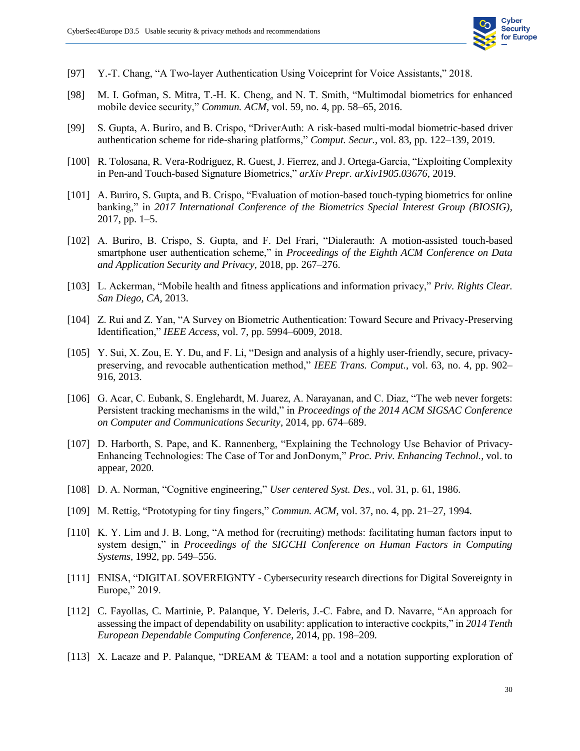[97] Y.-T. Chang, “A Two-layer Authentication Using Voiceprint for Voice Assistants,” 2018.

[98] M. I. Gofman, S. Mitra, T.-H. K. Cheng, and N. T. Smith, “Multimodal biometrics for enhanced mobile device security,” *Commun. ACM*, vol. 59, no. 4, pp. 58–65, 2016.

[99] S. Gupta, A. Buriro, and B. Crispo, “DriverAuth: A risk-based multi-modal biometric-based driver authentication scheme for ride-sharing platforms,” *Comput. Secur.*, vol. 83, pp. 122–139, 2019.

[100] R. Tolosana, R. Vera-Rodriguez, R. Guest, J. Fierrez, and J. Ortega-Garcia, “Exploiting Complexity in Pen-and Touch-based Signature Biometrics,” *arXiv Prepr. arXiv1905.03676*, 2019.

[101] A. Buriro, S. Gupta, and B. Crispo, “Evaluation of motion-based touch-typing biometrics for online banking,” in *2017 International Conference of the Biometrics Special Interest Group (BIOSIG)*, 2017, pp. 1–5.

[102] A. Buriro, B. Crispo, S. Gupta, and F. Del Frari, “Dialerauth: A motion-assisted touch-based smartphone user authentication scheme,” in *Proceedings of the Eighth ACM Conference on Data and Application Security and Privacy*, 2018, pp. 267–276.

[103] L. Ackerman, “Mobile health and fitness applications and information privacy,” *Priv. Rights Clear. San Diego, CA*, 2013.

[104] Z. Rui and Z. Yan, “A Survey on Biometric Authentication: Toward Secure and Privacy-Preserving Identification,” *IEEE Access*, vol. 7, pp. 5994–6009, 2018.

[105] Y. Sui, X. Zou, E. Y. Du, and F. Li, “Design and analysis of a highly user-friendly, secure, privacy-preserving, and revocable authentication method,” *IEEE Trans. Comput.*, vol. 63, no. 4, pp. 902–916, 2013.

[106] G. Acar, C. Eubank, S. Englehardt, M. Juarez, A. Narayanan, and C. Diaz, “The web never forgets: Persistent tracking mechanisms in the wild,” in *Proceedings of the 2014 ACM SIGSAC Conference on Computer and Communications Security*, 2014, pp. 674–689.

[107] D. Harborth, S. Pape, and K. Rannenberg, “Explaining the Technology Use Behavior of Privacy-Enhancing Technologies: The Case of Tor and JonDonym,” *Proc. Priv. Enhancing Technol.*, vol. to appear, 2020.

[108] D. A. Norman, “Cognitive engineering,” *User centered Syst. Des.*, vol. 31, p. 61, 1986.

[109] M. Rettig, “Prototyping for tiny fingers,” *Commun. ACM*, vol. 37, no. 4, pp. 21–27, 1994.

[110] K. Y. Lim and J. B. Long, “A method for (recruiting) methods: facilitating human factors input to system design,” in *Proceedings of the SIGCHI Conference on Human Factors in Computing Systems*, 1992, pp. 549–556.

[111] ENISA, “DIGITAL SOVEREIGNTY - Cybersecurity research directions for Digital Sovereignty in Europe,” 2019.

[112] C. Fayollas, C. Martinie, P. Palanque, Y. Deleris, J.-C. Fabre, and D. Navarre, “An approach for assessing the impact of dependability on usability: application to interactive cockpits,” in *2014 Tenth European Dependable Computing Conference*, 2014, pp. 198–209.

[113] X. Lacaze and P. Palanque, “DREAM & TEAM: a tool and a notation supporting exploration of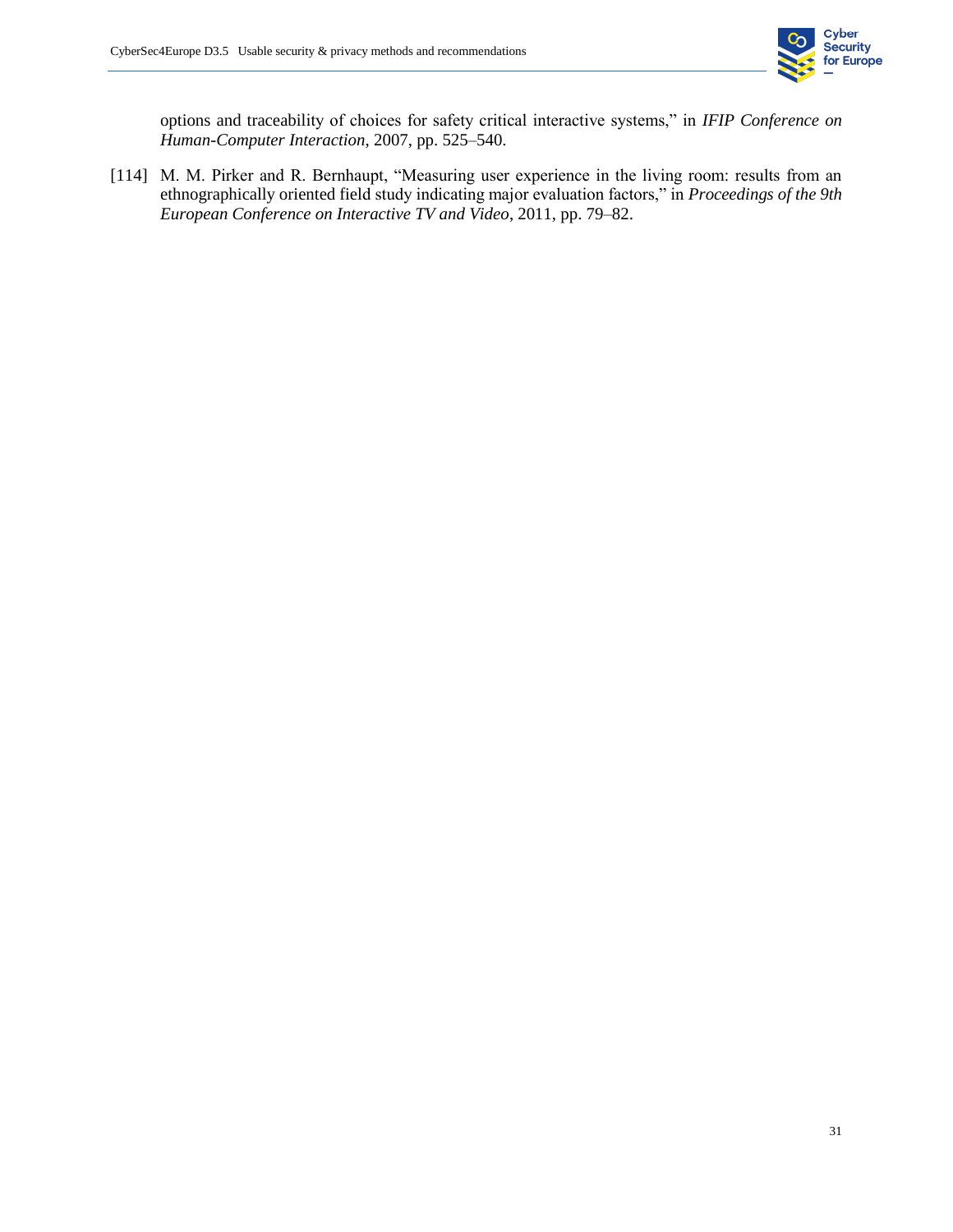options and traceability of choices for safety critical interactive systems," in *IFIP Conference on Human-Computer Interaction*, 2007, pp. 525–540.

[114] M. M. Pirker and R. Bernhaupt, "Measuring user experience in the living room: results from an ethnographically oriented field study indicating major evaluation factors," in *Proceedings of the 9th European Conference on Interactive TV and Video*, 2011, pp. 79–82.